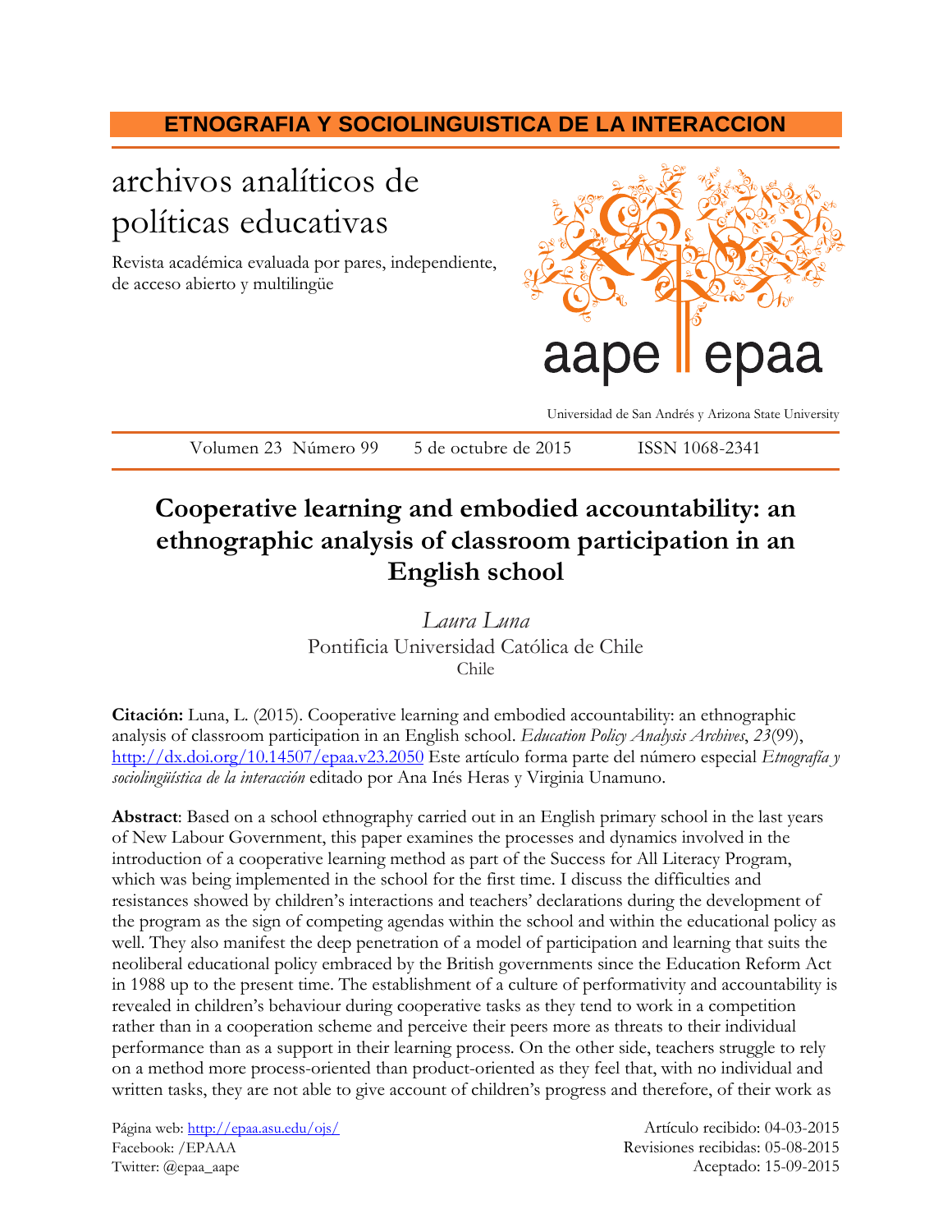**ETNOGRAFIA Y SOCIOLINGUISTICA DE LA INTERACCION**

archivos analíticos de políticas educativas

Revista académica evaluada por pares, independiente, de acceso abierto y multilingüe

aape epaa

Universidad de San Andrés y Arizona State University

Volumen 23 Número 99 5 de octubre de 2015 ISSN 1068-2341

# Cooperative learning and embodied accountability: an ethnographic analysis of classroom participation in an English school

*Laura Luna*
Pontificia Universidad Católica de Chile
Chile

**Citación:** Luna, L. (2015). Cooperative learning and embodied accountability: an ethnographic analysis of classroom participation in an English school. *Education Policy Analysis Archives*, *23*(99), http://dx.doi.org/10.14507/epaa.v23.2050 Este artículo forma parte del número especial *Etnografía y sociolingüística de la interacción* editado por Ana Inés Heras y Virginia Unamuno.

**Abstract**: Based on a school ethnography carried out in an English primary school in the last years of New Labour Government, this paper examines the processes and dynamics involved in the introduction of a cooperative learning method as part of the Success for All Literacy Program, which was being implemented in the school for the first time. I discuss the difficulties and resistances showed by children's interactions and teachers' declarations during the development of the program as the sign of competing agendas within the school and within the educational policy as well. They also manifest the deep penetration of a model of participation and learning that suits the neoliberal educational policy embraced by the British governments since the Education Reform Act in 1988 up to the present time. The establishment of a culture of performativity and accountability is revealed in children's behaviour during cooperative tasks as they tend to work in a competition rather than in a cooperation scheme and perceive their peers more as threats to their individual performance than as a support in their learning process. On the other side, teachers struggle to rely on a method more process-oriented than product-oriented as they feel that, with no individual and written tasks, they are not able to give account of children's progress and therefore, of their work as

Página web: http://epaa.asu.edu/ojs/
Facebook: /EPAAA
Twitter: @epaa_aape

Artículo recibido: 04-03-2015
Revisiones recibidas: 05-08-2015
Aceptado: 15-09-2015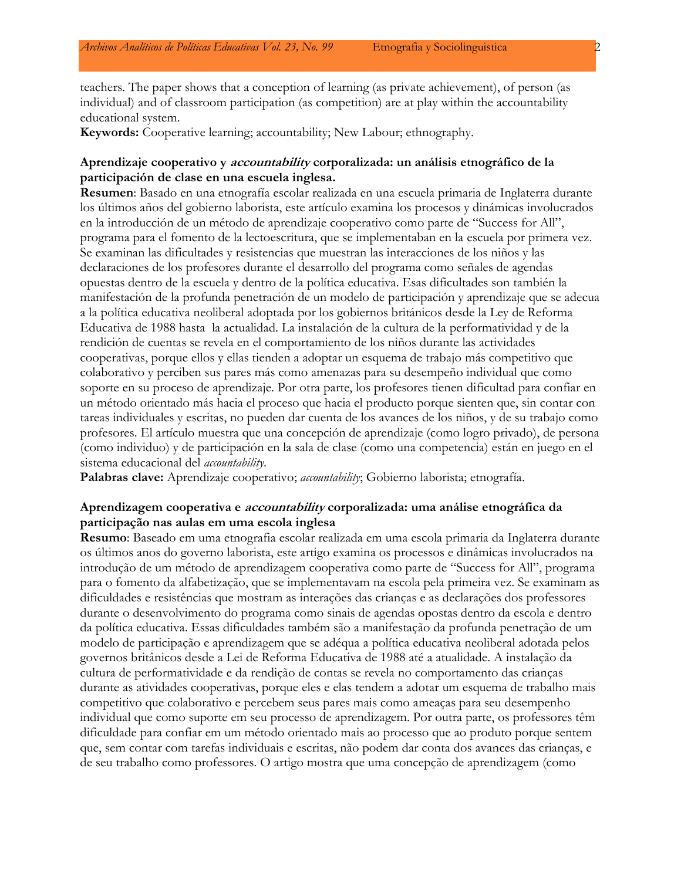teachers. The paper shows that a conception of learning (as private achievement), of person (as individual) and of classroom participation (as competition) are at play within the accountability educational system.

**Keywords:** Cooperative learning; accountability; New Labour; ethnography.

**Aprendizaje cooperativo y *accountability* corporalizada: un análisis etnográfico de la participación de clase en una escuela inglesa.**

**Resumen**: Basado en una etnografía escolar realizada en una escuela primaria de Inglaterra durante los últimos años del gobierno laborista, este artículo examina los procesos y dinámicas involucrados en la introducción de un método de aprendizaje cooperativo como parte de "Success for All", programa para el fomento de la lectoescritura, que se implementaban en la escuela por primera vez. Se examinan las dificultades y resistencias que muestran las interacciones de los niños y las declaraciones de los profesores durante el desarrollo del programa como señales de agendas opuestas dentro de la escuela y dentro de la política educativa. Esas dificultades son también la manifestación de la profunda penetración de un modelo de participación y aprendizaje que se adecua a la política educativa neoliberal adoptada por los gobiernos británicos desde la Ley de Reforma Educativa de 1988 hasta la actualidad. La instalación de la cultura de la performatividad y de la rendición de cuentas se revela en el comportamiento de los niños durante las actividades cooperativas, porque ellos y ellas tienden a adoptar un esquema de trabajo más competitivo que colaborativo y perciben sus pares más como amenazas para su desempeño individual que como soporte en su proceso de aprendizaje. Por otra parte, los profesores tienen dificultad para confiar en un método orientado más hacia el proceso que hacia el producto porque sienten que, sin contar con tareas individuales y escritas, no pueden dar cuenta de los avances de los niños, y de su trabajo como profesores. El artículo muestra que una concepción de aprendizaje (como logro privado), de persona (como individuo) y de participación en la sala de clase (como una competencia) están en juego en el sistema educacional del *accountability*.

**Palabras clave:** Aprendizaje cooperativo; *accountability*; Gobierno laborista; etnografía.

**Aprendizagem cooperativa e *accountability* corporalizada: uma análise etnográfica da participação nas aulas em uma escola inglesa**

**Resumo**: Baseado em uma etnografia escolar realizada em uma escola primaria da Inglaterra durante os últimos anos do governo laborista, este artigo examina os processos e dinâmicas involucrados na introdução de um método de aprendizagem cooperativa como parte de "Success for All", programa para o fomento da alfabetização, que se implementavam na escola pela primeira vez. Se examinam as dificuldades e resistências que mostram as interações das crianças e as declarações dos professores durante o desenvolvimento do programa como sinais de agendas opostas dentro da escola e dentro da política educativa. Essas dificuldades também são a manifestação da profunda penetração de um modelo de participação e aprendizagem que se adéqua a política educativa neoliberal adotada pelos governos britânicos desde a Lei de Reforma Educativa de 1988 até a atualidade. A instalação da cultura de performatividade e da rendição de contas se revela no comportamento das crianças durante as atividades cooperativas, porque eles e elas tendem a adotar um esquema de trabalho mais competitivo que colaborativo e percebem seus pares mais como ameaças para seu desempenho individual que como suporte em seu processo de aprendizagem. Por outra parte, os professores têm dificuldade para confiar em um método orientado mais ao processo que ao produto porque sentem que, sem contar com tarefas individuais e escritas, não podem dar conta dos avances das crianças, e de seu trabalho como professores. O artigo mostra que uma concepção de aprendizagem (como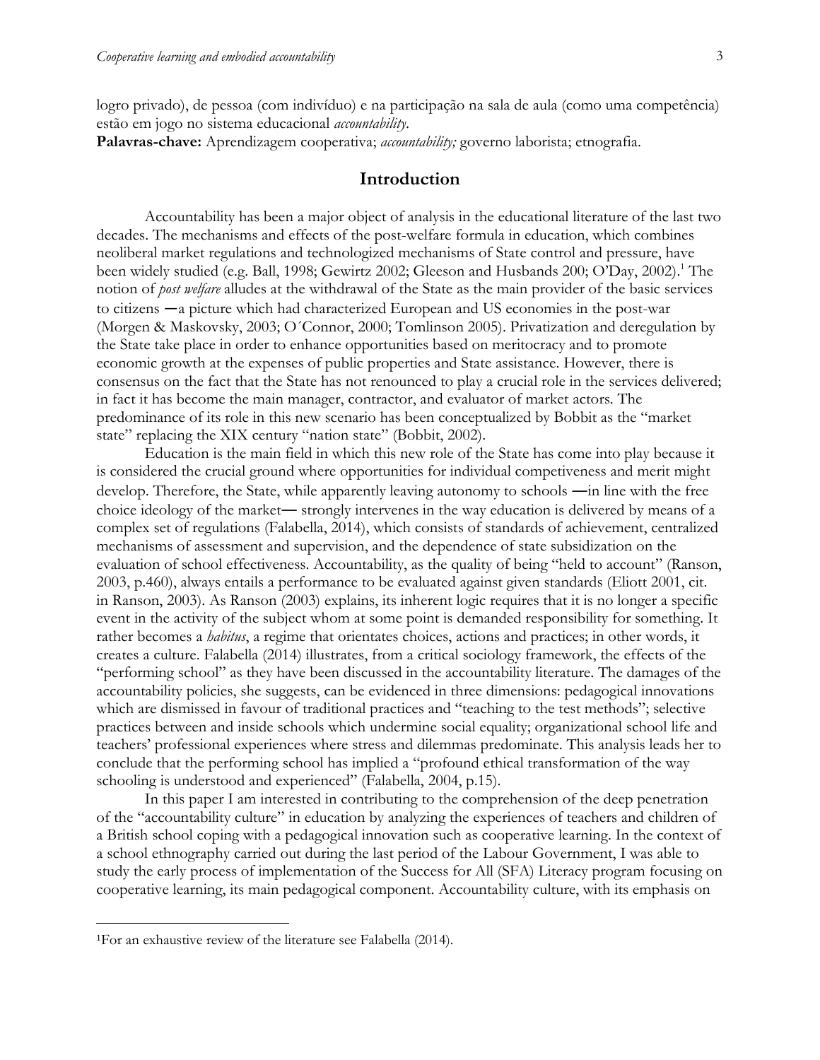logro privado), de pessoa (com indivíduo) e na participação na sala de aula (como uma competência) estão em jogo no sistema educacional *accountability*.

**Palavras-chave:** Aprendizagem cooperativa; *accountability;* governo laborista; etnografia.

## Introduction

Accountability has been a major object of analysis in the educational literature of the last two decades. The mechanisms and effects of the post-welfare formula in education, which combines neoliberal market regulations and technologized mechanisms of State control and pressure, have been widely studied (e.g. Ball, 1998; Gewirtz 2002; Gleeson and Husbands 200; O'Day, 2002).[1] The notion of *post welfare* alludes at the withdrawal of the State as the main provider of the basic services to citizens ―a picture which had characterized European and US economies in the post-war (Morgen & Maskovsky, 2003; O´Connor, 2000; Tomlinson 2005). Privatization and deregulation by the State take place in order to enhance opportunities based on meritocracy and to promote economic growth at the expenses of public properties and State assistance. However, there is consensus on the fact that the State has not renounced to play a crucial role in the services delivered; in fact it has become the main manager, contractor, and evaluator of market actors. The predominance of its role in this new scenario has been conceptualized by Bobbit as the "market state" replacing the XIX century "nation state" (Bobbit, 2002).

Education is the main field in which this new role of the State has come into play because it is considered the crucial ground where opportunities for individual competiveness and merit might develop. Therefore, the State, while apparently leaving autonomy to schools ―in line with the free choice ideology of the market― strongly intervenes in the way education is delivered by means of a complex set of regulations (Falabella, 2014), which consists of standards of achievement, centralized mechanisms of assessment and supervision, and the dependence of state subsidization on the evaluation of school effectiveness. Accountability, as the quality of being "held to account" (Ranson, 2003, p.460), always entails a performance to be evaluated against given standards (Eliott 2001, cit. in Ranson, 2003). As Ranson (2003) explains, its inherent logic requires that it is no longer a specific event in the activity of the subject whom at some point is demanded responsibility for something. It rather becomes a *habitus*, a regime that orientates choices, actions and practices; in other words, it creates a culture. Falabella (2014) illustrates, from a critical sociology framework, the effects of the "performing school" as they have been discussed in the accountability literature. The damages of the accountability policies, she suggests, can be evidenced in three dimensions: pedagogical innovations which are dismissed in favour of traditional practices and "teaching to the test methods"; selective practices between and inside schools which undermine social equality; organizational school life and teachers' professional experiences where stress and dilemmas predominate. This analysis leads her to conclude that the performing school has implied a "profound ethical transformation of the way schooling is understood and experienced" (Falabella, 2004, p.15).

In this paper I am interested in contributing to the comprehension of the deep penetration of the "accountability culture" in education by analyzing the experiences of teachers and children of a British school coping with a pedagogical innovation such as cooperative learning. In the context of a school ethnography carried out during the last period of the Labour Government, I was able to study the early process of implementation of the Success for All (SFA) Literacy program focusing on cooperative learning, its main pedagogical component. Accountability culture, with its emphasis on

[1]For an exhaustive review of the literature see Falabella (2014).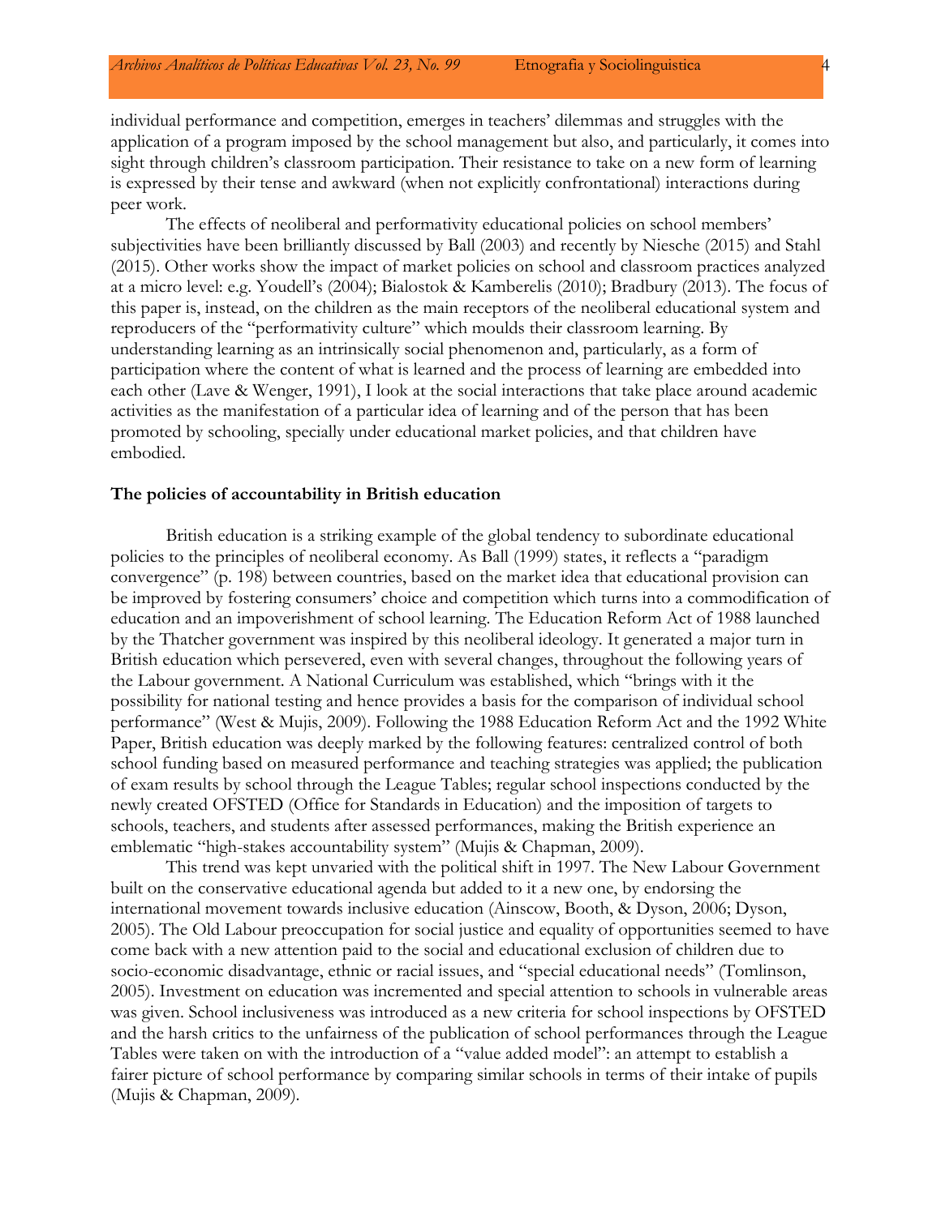individual performance and competition, emerges in teachers' dilemmas and struggles with the application of a program imposed by the school management but also, and particularly, it comes into sight through children's classroom participation. Their resistance to take on a new form of learning is expressed by their tense and awkward (when not explicitly confrontational) interactions during peer work.

The effects of neoliberal and performativity educational policies on school members' subjectivities have been brilliantly discussed by Ball (2003) and recently by Niesche (2015) and Stahl (2015). Other works show the impact of market policies on school and classroom practices analyzed at a micro level: e.g. Youdell's (2004); Bialostok & Kamberelis (2010); Bradbury (2013). The focus of this paper is, instead, on the children as the main receptors of the neoliberal educational system and reproducers of the "performativity culture" which moulds their classroom learning. By understanding learning as an intrinsically social phenomenon and, particularly, as a form of participation where the content of what is learned and the process of learning are embedded into each other (Lave & Wenger, 1991), I look at the social interactions that take place around academic activities as the manifestation of a particular idea of learning and of the person that has been promoted by schooling, specially under educational market policies, and that children have embodied.

### The policies of accountability in British education

British education is a striking example of the global tendency to subordinate educational policies to the principles of neoliberal economy. As Ball (1999) states, it reflects a "paradigm convergence" (p. 198) between countries, based on the market idea that educational provision can be improved by fostering consumers' choice and competition which turns into a commodification of education and an impoverishment of school learning. The Education Reform Act of 1988 launched by the Thatcher government was inspired by this neoliberal ideology. It generated a major turn in British education which persevered, even with several changes, throughout the following years of the Labour government. A National Curriculum was established, which "brings with it the possibility for national testing and hence provides a basis for the comparison of individual school performance" (West & Mujis, 2009). Following the 1988 Education Reform Act and the 1992 White Paper, British education was deeply marked by the following features: centralized control of both school funding based on measured performance and teaching strategies was applied; the publication of exam results by school through the League Tables; regular school inspections conducted by the newly created OFSTED (Office for Standards in Education) and the imposition of targets to schools, teachers, and students after assessed performances, making the British experience an emblematic "high-stakes accountability system" (Mujis & Chapman, 2009).

This trend was kept unvaried with the political shift in 1997. The New Labour Government built on the conservative educational agenda but added to it a new one, by endorsing the international movement towards inclusive education (Ainscow, Booth, & Dyson, 2006; Dyson, 2005). The Old Labour preoccupation for social justice and equality of opportunities seemed to have come back with a new attention paid to the social and educational exclusion of children due to socio-economic disadvantage, ethnic or racial issues, and "special educational needs" (Tomlinson, 2005). Investment on education was incremented and special attention to schools in vulnerable areas was given. School inclusiveness was introduced as a new criteria for school inspections by OFSTED and the harsh critics to the unfairness of the publication of school performances through the League Tables were taken on with the introduction of a "value added model": an attempt to establish a fairer picture of school performance by comparing similar schools in terms of their intake of pupils (Mujis & Chapman, 2009).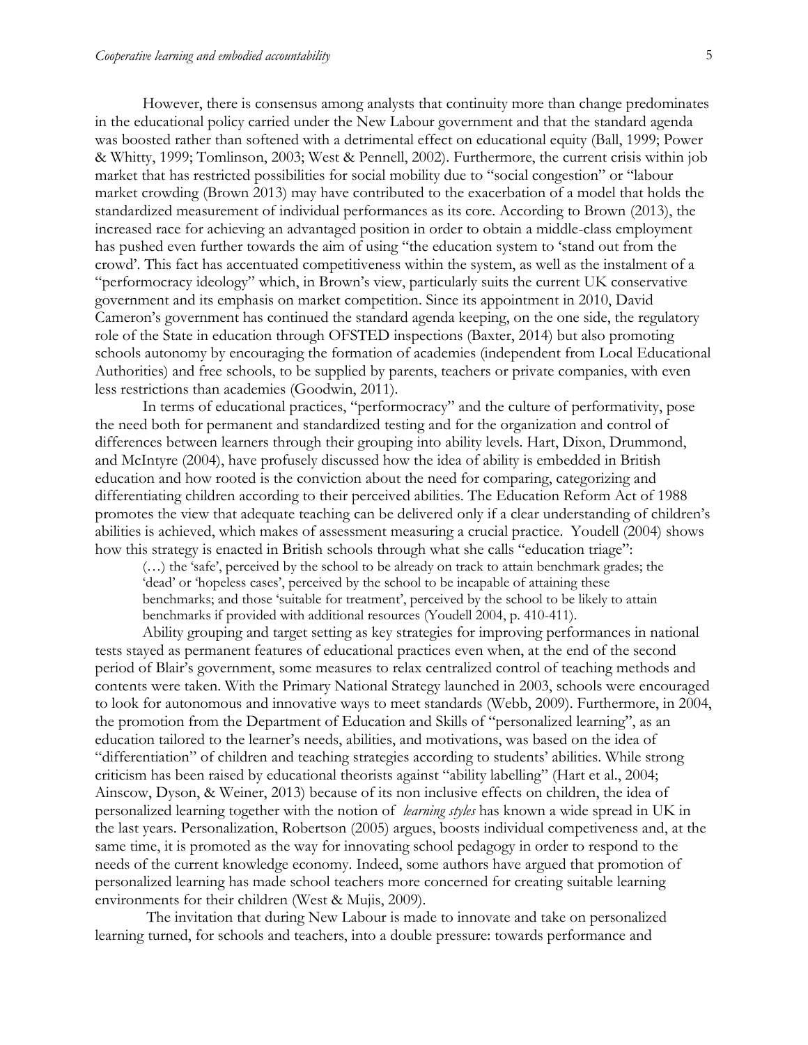However, there is consensus among analysts that continuity more than change predominates in the educational policy carried under the New Labour government and that the standard agenda was boosted rather than softened with a detrimental effect on educational equity (Ball, 1999; Power & Whitty, 1999; Tomlinson, 2003; West & Pennell, 2002). Furthermore, the current crisis within job market that has restricted possibilities for social mobility due to "social congestion" or "labour market crowding (Brown 2013) may have contributed to the exacerbation of a model that holds the standardized measurement of individual performances as its core. According to Brown (2013), the increased race for achieving an advantaged position in order to obtain a middle-class employment has pushed even further towards the aim of using "the education system to 'stand out from the crowd'. This fact has accentuated competitiveness within the system, as well as the instalment of a "performocracy ideology" which, in Brown's view, particularly suits the current UK conservative government and its emphasis on market competition. Since its appointment in 2010, David Cameron's government has continued the standard agenda keeping, on the one side, the regulatory role of the State in education through OFSTED inspections (Baxter, 2014) but also promoting schools autonomy by encouraging the formation of academies (independent from Local Educational Authorities) and free schools, to be supplied by parents, teachers or private companies, with even less restrictions than academies (Goodwin, 2011).

In terms of educational practices, "performocracy" and the culture of performativity, pose the need both for permanent and standardized testing and for the organization and control of differences between learners through their grouping into ability levels. Hart, Dixon, Drummond, and McIntyre (2004), have profusely discussed how the idea of ability is embedded in British education and how rooted is the conviction about the need for comparing, categorizing and differentiating children according to their perceived abilities. The Education Reform Act of 1988 promotes the view that adequate teaching can be delivered only if a clear understanding of children's abilities is achieved, which makes of assessment measuring a crucial practice. Youdell (2004) shows how this strategy is enacted in British schools through what she calls "education triage":

> (…) the 'safe', perceived by the school to be already on track to attain benchmark grades; the 'dead' or 'hopeless cases', perceived by the school to be incapable of attaining these benchmarks; and those 'suitable for treatment', perceived by the school to be likely to attain benchmarks if provided with additional resources (Youdell 2004, p. 410-411).

Ability grouping and target setting as key strategies for improving performances in national tests stayed as permanent features of educational practices even when, at the end of the second period of Blair's government, some measures to relax centralized control of teaching methods and contents were taken. With the Primary National Strategy launched in 2003, schools were encouraged to look for autonomous and innovative ways to meet standards (Webb, 2009). Furthermore, in 2004, the promotion from the Department of Education and Skills of "personalized learning", as an education tailored to the learner's needs, abilities, and motivations, was based on the idea of "differentiation" of children and teaching strategies according to students' abilities. While strong criticism has been raised by educational theorists against "ability labelling" (Hart et al., 2004; Ainscow, Dyson, & Weiner, 2013) because of its non inclusive effects on children, the idea of personalized learning together with the notion of *learning styles* has known a wide spread in UK in the last years. Personalization, Robertson (2005) argues, boosts individual competiveness and, at the same time, it is promoted as the way for innovating school pedagogy in order to respond to the needs of the current knowledge economy. Indeed, some authors have argued that promotion of personalized learning has made school teachers more concerned for creating suitable learning environments for their children (West & Mujis, 2009).

The invitation that during New Labour is made to innovate and take on personalized learning turned, for schools and teachers, into a double pressure: towards performance and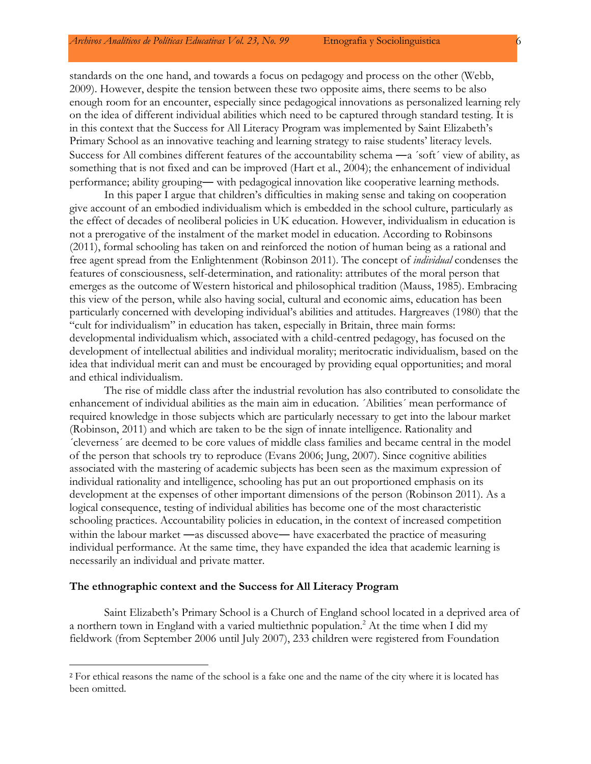standards on the one hand, and towards a focus on pedagogy and process on the other (Webb, 2009). However, despite the tension between these two opposite aims, there seems to be also enough room for an encounter, especially since pedagogical innovations as personalized learning rely on the idea of different individual abilities which need to be captured through standard testing. It is in this context that the Success for All Literacy Program was implemented by Saint Elizabeth's Primary School as an innovative teaching and learning strategy to raise students' literacy levels. Success for All combines different features of the accountability schema —a ´soft´ view of ability, as something that is not fixed and can be improved (Hart et al., 2004); the enhancement of individual performance; ability grouping— with pedagogical innovation like cooperative learning methods.

In this paper I argue that children's difficulties in making sense and taking on cooperation give account of an embodied individualism which is embedded in the school culture, particularly as the effect of decades of neoliberal policies in UK education. However, individualism in education is not a prerogative of the instalment of the market model in education. According to Robinsons (2011), formal schooling has taken on and reinforced the notion of human being as a rational and free agent spread from the Enlightenment (Robinson 2011). The concept of *individual* condenses the features of consciousness, self-determination, and rationality: attributes of the moral person that emerges as the outcome of Western historical and philosophical tradition (Mauss, 1985). Embracing this view of the person, while also having social, cultural and economic aims, education has been particularly concerned with developing individual's abilities and attitudes. Hargreaves (1980) that the "cult for individualism" in education has taken, especially in Britain, three main forms: developmental individualism which, associated with a child-centred pedagogy, has focused on the development of intellectual abilities and individual morality; meritocratic individualism, based on the idea that individual merit can and must be encouraged by providing equal opportunities; and moral and ethical individualism.

The rise of middle class after the industrial revolution has also contributed to consolidate the enhancement of individual abilities as the main aim in education. ´Abilities´ mean performance of required knowledge in those subjects which are particularly necessary to get into the labour market (Robinson, 2011) and which are taken to be the sign of innate intelligence. Rationality and ´cleverness´ are deemed to be core values of middle class families and became central in the model of the person that schools try to reproduce (Evans 2006; Jung, 2007). Since cognitive abilities associated with the mastering of academic subjects has been seen as the maximum expression of individual rationality and intelligence, schooling has put an out proportioned emphasis on its development at the expenses of other important dimensions of the person (Robinson 2011). As a logical consequence, testing of individual abilities has become one of the most characteristic schooling practices. Accountability policies in education, in the context of increased competition within the labour market —as discussed above— have exacerbated the practice of measuring individual performance. At the same time, they have expanded the idea that academic learning is necessarily an individual and private matter.

### The ethnographic context and the Success for All Literacy Program

Saint Elizabeth's Primary School is a Church of England school located in a deprived area of a northern town in England with a varied multiethnic population.[2] At the time when I did my fieldwork (from September 2006 until July 2007), 233 children were registered from Foundation

---

[2] For ethical reasons the name of the school is a fake one and the name of the city where it is located has been omitted.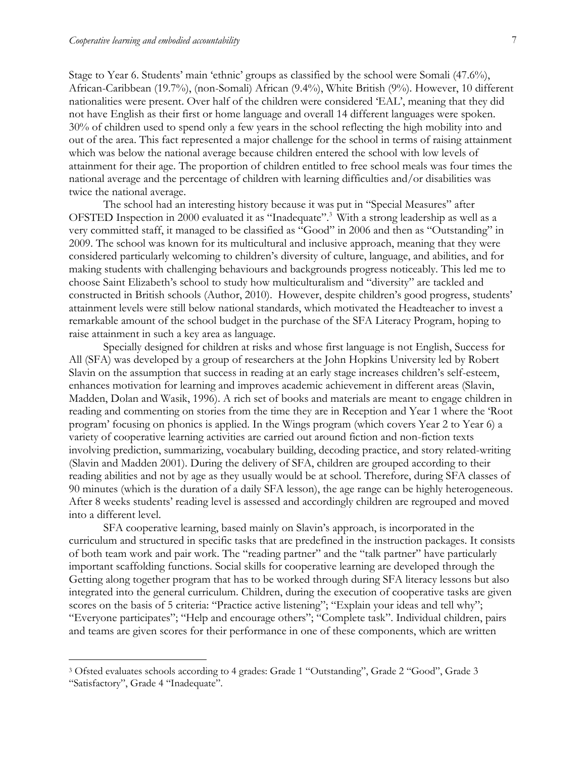Stage to Year 6. Students' main 'ethnic' groups as classified by the school were Somali (47.6%), African-Caribbean (19.7%), (non-Somali) African (9.4%), White British (9%). However, 10 different nationalities were present. Over half of the children were considered 'EAL', meaning that they did not have English as their first or home language and overall 14 different languages were spoken. 30% of children used to spend only a few years in the school reflecting the high mobility into and out of the area. This fact represented a major challenge for the school in terms of raising attainment which was below the national average because children entered the school with low levels of attainment for their age. The proportion of children entitled to free school meals was four times the national average and the percentage of children with learning difficulties and/or disabilities was twice the national average.

The school had an interesting history because it was put in "Special Measures" after OFSTED Inspection in 2000 evaluated it as "Inadequate".[3] With a strong leadership as well as a very committed staff, it managed to be classified as "Good" in 2006 and then as "Outstanding" in 2009. The school was known for its multicultural and inclusive approach, meaning that they were considered particularly welcoming to children's diversity of culture, language, and abilities, and for making students with challenging behaviours and backgrounds progress noticeably. This led me to choose Saint Elizabeth's school to study how multiculturalism and "diversity" are tackled and constructed in British schools (Author, 2010). However, despite children's good progress, students' attainment levels were still below national standards, which motivated the Headteacher to invest a remarkable amount of the school budget in the purchase of the SFA Literacy Program, hoping to raise attainment in such a key area as language.

Specially designed for children at risks and whose first language is not English, Success for All (SFA) was developed by a group of researchers at the John Hopkins University led by Robert Slavin on the assumption that success in reading at an early stage increases children's self-esteem, enhances motivation for learning and improves academic achievement in different areas (Slavin, Madden, Dolan and Wasik, 1996). A rich set of books and materials are meant to engage children in reading and commenting on stories from the time they are in Reception and Year 1 where the 'Root program' focusing on phonics is applied. In the Wings program (which covers Year 2 to Year 6) a variety of cooperative learning activities are carried out around fiction and non-fiction texts involving prediction, summarizing, vocabulary building, decoding practice, and story related-writing (Slavin and Madden 2001). During the delivery of SFA, children are grouped according to their reading abilities and not by age as they usually would be at school. Therefore, during SFA classes of 90 minutes (which is the duration of a daily SFA lesson), the age range can be highly heterogeneous. After 8 weeks students' reading level is assessed and accordingly children are regrouped and moved into a different level.

SFA cooperative learning, based mainly on Slavin's approach, is incorporated in the curriculum and structured in specific tasks that are predefined in the instruction packages. It consists of both team work and pair work. The "reading partner" and the "talk partner" have particularly important scaffolding functions. Social skills for cooperative learning are developed through the Getting along together program that has to be worked through during SFA literacy lessons but also integrated into the general curriculum. Children, during the execution of cooperative tasks are given scores on the basis of 5 criteria: "Practice active listening"; "Explain your ideas and tell why"; "Everyone participates"; "Help and encourage others"; "Complete task". Individual children, pairs and teams are given scores for their performance in one of these components, which are written

[3] Ofsted evaluates schools according to 4 grades: Grade 1 "Outstanding", Grade 2 "Good", Grade 3 "Satisfactory", Grade 4 "Inadequate".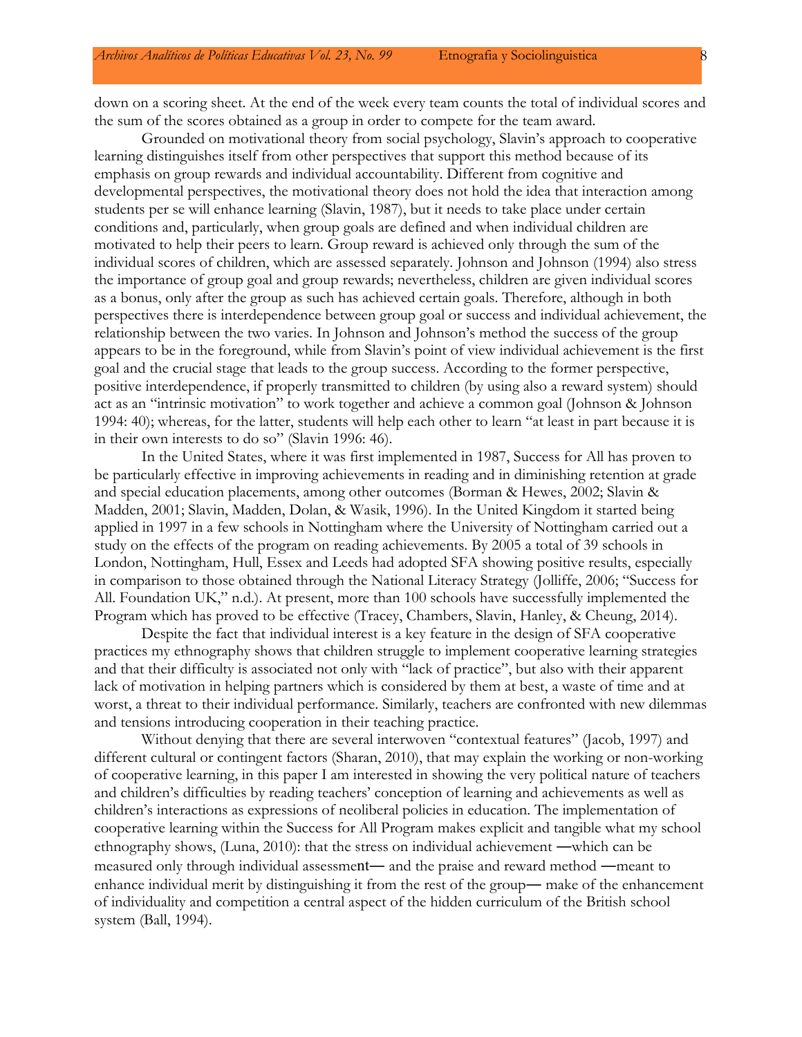down on a scoring sheet. At the end of the week every team counts the total of individual scores and the sum of the scores obtained as a group in order to compete for the team award.

Grounded on motivational theory from social psychology, Slavin's approach to cooperative learning distinguishes itself from other perspectives that support this method because of its emphasis on group rewards and individual accountability. Different from cognitive and developmental perspectives, the motivational theory does not hold the idea that interaction among students per se will enhance learning (Slavin, 1987), but it needs to take place under certain conditions and, particularly, when group goals are defined and when individual children are motivated to help their peers to learn. Group reward is achieved only through the sum of the individual scores of children, which are assessed separately. Johnson and Johnson (1994) also stress the importance of group goal and group rewards; nevertheless, children are given individual scores as a bonus, only after the group as such has achieved certain goals. Therefore, although in both perspectives there is interdependence between group goal or success and individual achievement, the relationship between the two varies. In Johnson and Johnson's method the success of the group appears to be in the foreground, while from Slavin's point of view individual achievement is the first goal and the crucial stage that leads to the group success. According to the former perspective, positive interdependence, if properly transmitted to children (by using also a reward system) should act as an "intrinsic motivation" to work together and achieve a common goal (Johnson & Johnson 1994: 40); whereas, for the latter, students will help each other to learn "at least in part because it is in their own interests to do so" (Slavin 1996: 46).

In the United States, where it was first implemented in 1987, Success for All has proven to be particularly effective in improving achievements in reading and in diminishing retention at grade and special education placements, among other outcomes (Borman & Hewes, 2002; Slavin & Madden, 2001; Slavin, Madden, Dolan, & Wasik, 1996). In the United Kingdom it started being applied in 1997 in a few schools in Nottingham where the University of Nottingham carried out a study on the effects of the program on reading achievements. By 2005 a total of 39 schools in London, Nottingham, Hull, Essex and Leeds had adopted SFA showing positive results, especially in comparison to those obtained through the National Literacy Strategy (Jolliffe, 2006; "Success for All. Foundation UK," n.d.). At present, more than 100 schools have successfully implemented the Program which has proved to be effective (Tracey, Chambers, Slavin, Hanley, & Cheung, 2014).

Despite the fact that individual interest is a key feature in the design of SFA cooperative practices my ethnography shows that children struggle to implement cooperative learning strategies and that their difficulty is associated not only with "lack of practice", but also with their apparent lack of motivation in helping partners which is considered by them at best, a waste of time and at worst, a threat to their individual performance. Similarly, teachers are confronted with new dilemmas and tensions introducing cooperation in their teaching practice.

Without denying that there are several interwoven "contextual features" (Jacob, 1997) and different cultural or contingent factors (Sharan, 2010), that may explain the working or non-working of cooperative learning, in this paper I am interested in showing the very political nature of teachers and children's difficulties by reading teachers' conception of learning and achievements as well as children's interactions as expressions of neoliberal policies in education. The implementation of cooperative learning within the Success for All Program makes explicit and tangible what my school ethnography shows, (Luna, 2010): that the stress on individual achievement —which can be measured only through individual assessment— and the praise and reward method —meant to enhance individual merit by distinguishing it from the rest of the group— make of the enhancement of individuality and competition a central aspect of the hidden curriculum of the British school system (Ball, 1994).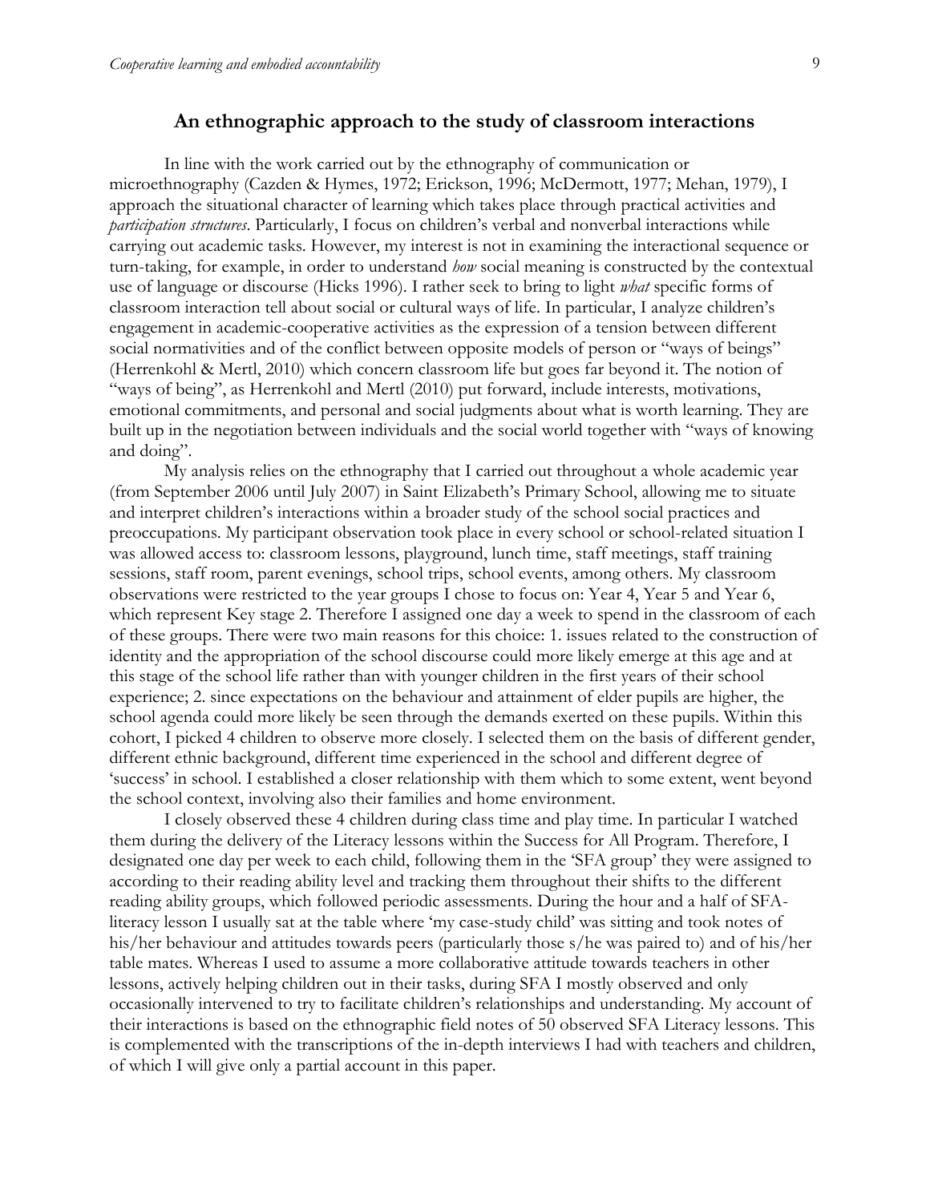## An ethnographic approach to the study of classroom interactions

In line with the work carried out by the ethnography of communication or microethnography (Cazden & Hymes, 1972; Erickson, 1996; McDermott, 1977; Mehan, 1979), I approach the situational character of learning which takes place through practical activities and *participation structures*. Particularly, I focus on children's verbal and nonverbal interactions while carrying out academic tasks. However, my interest is not in examining the interactional sequence or turn-taking, for example, in order to understand *how* social meaning is constructed by the contextual use of language or discourse (Hicks 1996). I rather seek to bring to light *what* specific forms of classroom interaction tell about social or cultural ways of life. In particular, I analyze children's engagement in academic-cooperative activities as the expression of a tension between different social normativities and of the conflict between opposite models of person or "ways of beings" (Herrenkohl & Mertl, 2010) which concern classroom life but goes far beyond it. The notion of "ways of being", as Herrenkohl and Mertl (2010) put forward, include interests, motivations, emotional commitments, and personal and social judgments about what is worth learning. They are built up in the negotiation between individuals and the social world together with "ways of knowing and doing".

My analysis relies on the ethnography that I carried out throughout a whole academic year (from September 2006 until July 2007) in Saint Elizabeth's Primary School, allowing me to situate and interpret children's interactions within a broader study of the school social practices and preoccupations. My participant observation took place in every school or school-related situation I was allowed access to: classroom lessons, playground, lunch time, staff meetings, staff training sessions, staff room, parent evenings, school trips, school events, among others. My classroom observations were restricted to the year groups I chose to focus on: Year 4, Year 5 and Year 6, which represent Key stage 2. Therefore I assigned one day a week to spend in the classroom of each of these groups. There were two main reasons for this choice: 1. issues related to the construction of identity and the appropriation of the school discourse could more likely emerge at this age and at this stage of the school life rather than with younger children in the first years of their school experience; 2. since expectations on the behaviour and attainment of elder pupils are higher, the school agenda could more likely be seen through the demands exerted on these pupils. Within this cohort, I picked 4 children to observe more closely. I selected them on the basis of different gender, different ethnic background, different time experienced in the school and different degree of 'success' in school. I established a closer relationship with them which to some extent, went beyond the school context, involving also their families and home environment.

I closely observed these 4 children during class time and play time. In particular I watched them during the delivery of the Literacy lessons within the Success for All Program. Therefore, I designated one day per week to each child, following them in the 'SFA group' they were assigned to according to their reading ability level and tracking them throughout their shifts to the different reading ability groups, which followed periodic assessments. During the hour and a half of SFA-literacy lesson I usually sat at the table where 'my case-study child' was sitting and took notes of his/her behaviour and attitudes towards peers (particularly those s/he was paired to) and of his/her table mates. Whereas I used to assume a more collaborative attitude towards teachers in other lessons, actively helping children out in their tasks, during SFA I mostly observed and only occasionally intervened to try to facilitate children's relationships and understanding. My account of their interactions is based on the ethnographic field notes of 50 observed SFA Literacy lessons. This is complemented with the transcriptions of the in-depth interviews I had with teachers and children, of which I will give only a partial account in this paper.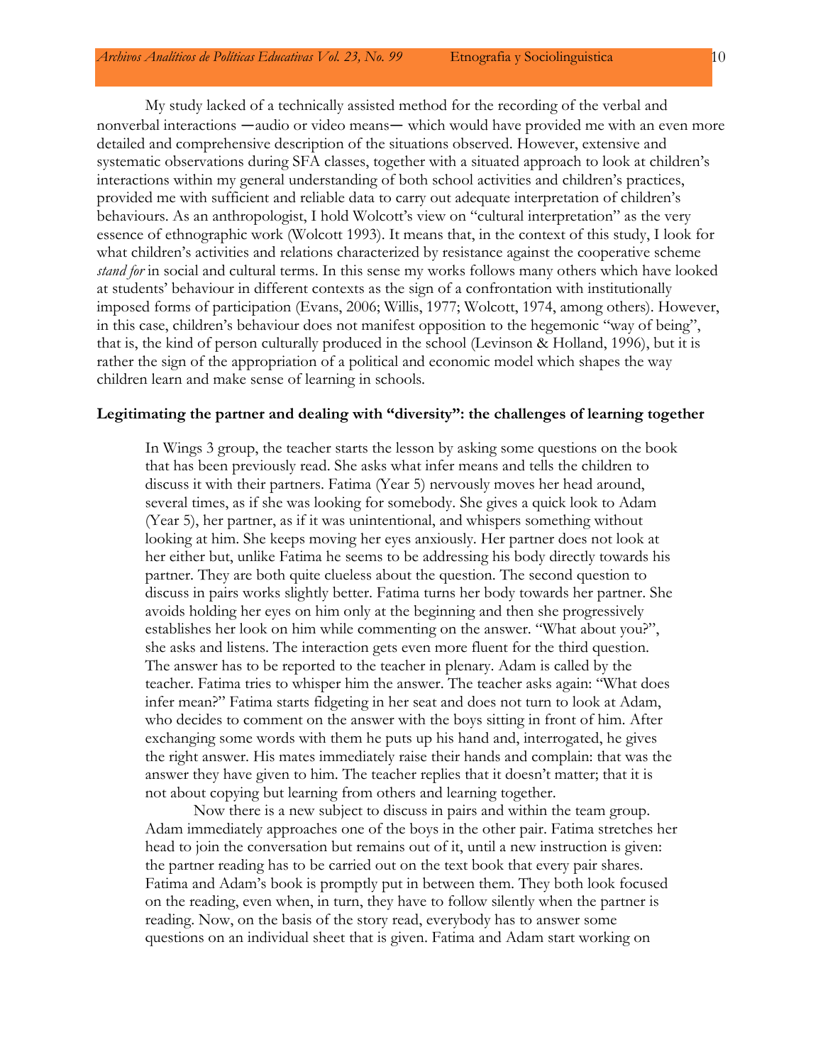My study lacked of a technically assisted method for the recording of the verbal and nonverbal interactions ─audio or video means─ which would have provided me with an even more detailed and comprehensive description of the situations observed. However, extensive and systematic observations during SFA classes, together with a situated approach to look at children's interactions within my general understanding of both school activities and children's practices, provided me with sufficient and reliable data to carry out adequate interpretation of children's behaviours. As an anthropologist, I hold Wolcott's view on "cultural interpretation" as the very essence of ethnographic work (Wolcott 1993). It means that, in the context of this study, I look for what children's activities and relations characterized by resistance against the cooperative scheme *stand for* in social and cultural terms. In this sense my works follows many others which have looked at students' behaviour in different contexts as the sign of a confrontation with institutionally imposed forms of participation (Evans, 2006; Willis, 1977; Wolcott, 1974, among others). However, in this case, children's behaviour does not manifest opposition to the hegemonic "way of being", that is, the kind of person culturally produced in the school (Levinson & Holland, 1996), but it is rather the sign of the appropriation of a political and economic model which shapes the way children learn and make sense of learning in schools.

**Legitimating the partner and dealing with "diversity": the challenges of learning together**

> In Wings 3 group, the teacher starts the lesson by asking some questions on the book that has been previously read. She asks what infer means and tells the children to discuss it with their partners. Fatima (Year 5) nervously moves her head around, several times, as if she was looking for somebody. She gives a quick look to Adam (Year 5), her partner, as if it was unintentional, and whispers something without looking at him. She keeps moving her eyes anxiously. Her partner does not look at her either but, unlike Fatima he seems to be addressing his body directly towards his partner. They are both quite clueless about the question. The second question to discuss in pairs works slightly better. Fatima turns her body towards her partner. She avoids holding her eyes on him only at the beginning and then she progressively establishes her look on him while commenting on the answer. "What about you?", she asks and listens. The interaction gets even more fluent for the third question. The answer has to be reported to the teacher in plenary. Adam is called by the teacher. Fatima tries to whisper him the answer. The teacher asks again: "What does infer mean?" Fatima starts fidgeting in her seat and does not turn to look at Adam, who decides to comment on the answer with the boys sitting in front of him. After exchanging some words with them he puts up his hand and, interrogated, he gives the right answer. His mates immediately raise their hands and complain: that was the answer they have given to him. The teacher replies that it doesn't matter; that it is not about copying but learning from others and learning together.
>
> Now there is a new subject to discuss in pairs and within the team group. Adam immediately approaches one of the boys in the other pair. Fatima stretches her head to join the conversation but remains out of it, until a new instruction is given: the partner reading has to be carried out on the text book that every pair shares. Fatima and Adam's book is promptly put in between them. They both look focused on the reading, even when, in turn, they have to follow silently when the partner is reading. Now, on the basis of the story read, everybody has to answer some questions on an individual sheet that is given. Fatima and Adam start working on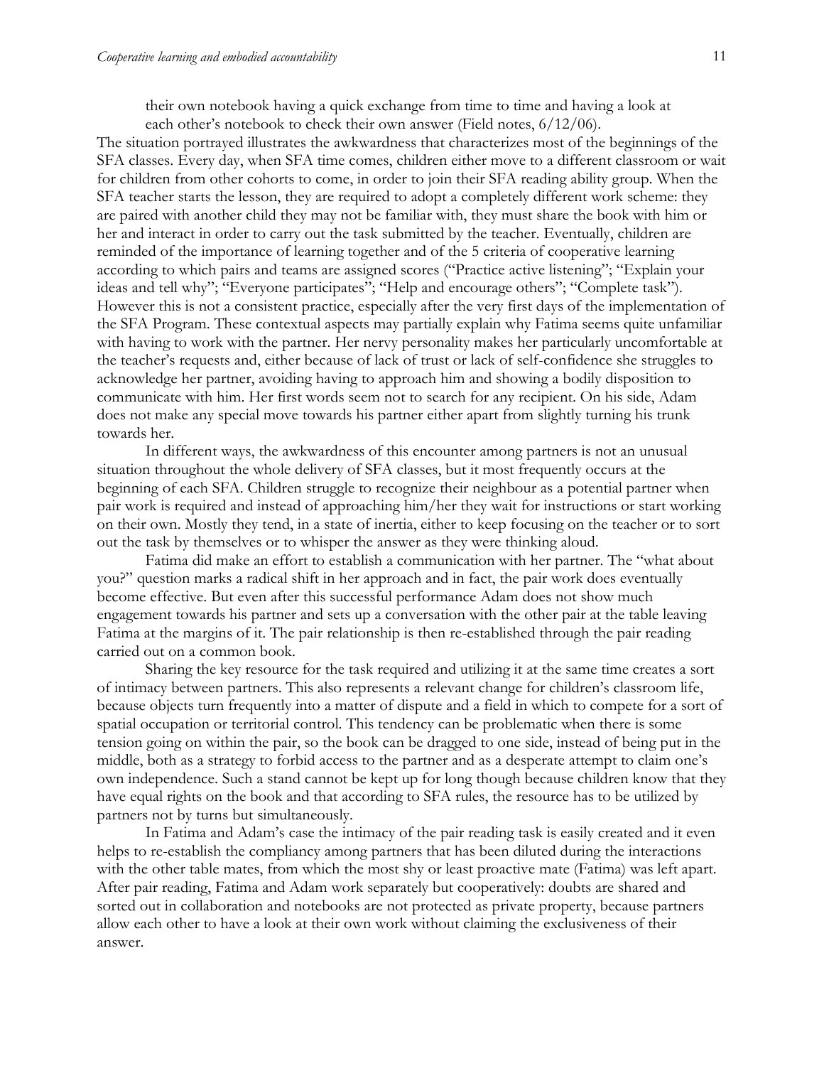their own notebook having a quick exchange from time to time and having a look at each other's notebook to check their own answer (Field notes, 6/12/06).

The situation portrayed illustrates the awkwardness that characterizes most of the beginnings of the SFA classes. Every day, when SFA time comes, children either move to a different classroom or wait for children from other cohorts to come, in order to join their SFA reading ability group. When the SFA teacher starts the lesson, they are required to adopt a completely different work scheme: they are paired with another child they may not be familiar with, they must share the book with him or her and interact in order to carry out the task submitted by the teacher. Eventually, children are reminded of the importance of learning together and of the 5 criteria of cooperative learning according to which pairs and teams are assigned scores ("Practice active listening"; "Explain your ideas and tell why"; "Everyone participates"; "Help and encourage others"; "Complete task"). However this is not a consistent practice, especially after the very first days of the implementation of the SFA Program. These contextual aspects may partially explain why Fatima seems quite unfamiliar with having to work with the partner. Her nervy personality makes her particularly uncomfortable at the teacher's requests and, either because of lack of trust or lack of self-confidence she struggles to acknowledge her partner, avoiding having to approach him and showing a bodily disposition to communicate with him. Her first words seem not to search for any recipient. On his side, Adam does not make any special move towards his partner either apart from slightly turning his trunk towards her.

In different ways, the awkwardness of this encounter among partners is not an unusual situation throughout the whole delivery of SFA classes, but it most frequently occurs at the beginning of each SFA. Children struggle to recognize their neighbour as a potential partner when pair work is required and instead of approaching him/her they wait for instructions or start working on their own. Mostly they tend, in a state of inertia, either to keep focusing on the teacher or to sort out the task by themselves or to whisper the answer as they were thinking aloud.

Fatima did make an effort to establish a communication with her partner. The "what about you?" question marks a radical shift in her approach and in fact, the pair work does eventually become effective. But even after this successful performance Adam does not show much engagement towards his partner and sets up a conversation with the other pair at the table leaving Fatima at the margins of it. The pair relationship is then re-established through the pair reading carried out on a common book.

Sharing the key resource for the task required and utilizing it at the same time creates a sort of intimacy between partners. This also represents a relevant change for children's classroom life, because objects turn frequently into a matter of dispute and a field in which to compete for a sort of spatial occupation or territorial control. This tendency can be problematic when there is some tension going on within the pair, so the book can be dragged to one side, instead of being put in the middle, both as a strategy to forbid access to the partner and as a desperate attempt to claim one's own independence. Such a stand cannot be kept up for long though because children know that they have equal rights on the book and that according to SFA rules, the resource has to be utilized by partners not by turns but simultaneously.

In Fatima and Adam's case the intimacy of the pair reading task is easily created and it even helps to re-establish the compliancy among partners that has been diluted during the interactions with the other table mates, from which the most shy or least proactive mate (Fatima) was left apart. After pair reading, Fatima and Adam work separately but cooperatively: doubts are shared and sorted out in collaboration and notebooks are not protected as private property, because partners allow each other to have a look at their own work without claiming the exclusiveness of their answer.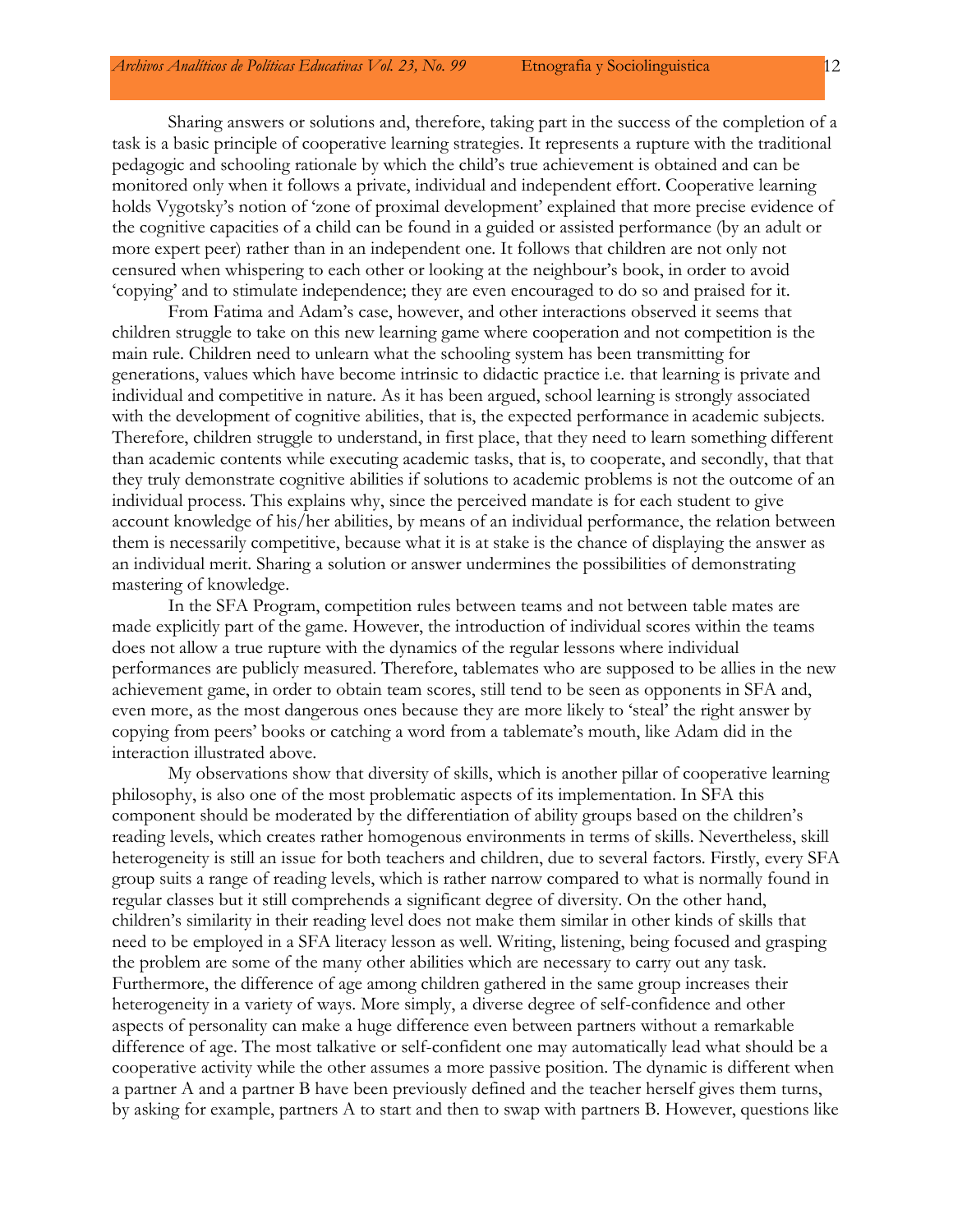Sharing answers or solutions and, therefore, taking part in the success of the completion of a task is a basic principle of cooperative learning strategies. It represents a rupture with the traditional pedagogic and schooling rationale by which the child's true achievement is obtained and can be monitored only when it follows a private, individual and independent effort. Cooperative learning holds Vygotsky's notion of 'zone of proximal development' explained that more precise evidence of the cognitive capacities of a child can be found in a guided or assisted performance (by an adult or more expert peer) rather than in an independent one. It follows that children are not only not censured when whispering to each other or looking at the neighbour's book, in order to avoid 'copying' and to stimulate independence; they are even encouraged to do so and praised for it.

From Fatima and Adam's case, however, and other interactions observed it seems that children struggle to take on this new learning game where cooperation and not competition is the main rule. Children need to unlearn what the schooling system has been transmitting for generations, values which have become intrinsic to didactic practice i.e. that learning is private and individual and competitive in nature. As it has been argued, school learning is strongly associated with the development of cognitive abilities, that is, the expected performance in academic subjects. Therefore, children struggle to understand, in first place, that they need to learn something different than academic contents while executing academic tasks, that is, to cooperate, and secondly, that that they truly demonstrate cognitive abilities if solutions to academic problems is not the outcome of an individual process. This explains why, since the perceived mandate is for each student to give account knowledge of his/her abilities, by means of an individual performance, the relation between them is necessarily competitive, because what it is at stake is the chance of displaying the answer as an individual merit. Sharing a solution or answer undermines the possibilities of demonstrating mastering of knowledge.

In the SFA Program, competition rules between teams and not between table mates are made explicitly part of the game. However, the introduction of individual scores within the teams does not allow a true rupture with the dynamics of the regular lessons where individual performances are publicly measured. Therefore, tablemates who are supposed to be allies in the new achievement game, in order to obtain team scores, still tend to be seen as opponents in SFA and, even more, as the most dangerous ones because they are more likely to 'steal' the right answer by copying from peers' books or catching a word from a tablemate's mouth, like Adam did in the interaction illustrated above.

My observations show that diversity of skills, which is another pillar of cooperative learning philosophy, is also one of the most problematic aspects of its implementation. In SFA this component should be moderated by the differentiation of ability groups based on the children's reading levels, which creates rather homogenous environments in terms of skills. Nevertheless, skill heterogeneity is still an issue for both teachers and children, due to several factors. Firstly, every SFA group suits a range of reading levels, which is rather narrow compared to what is normally found in regular classes but it still comprehends a significant degree of diversity. On the other hand, children's similarity in their reading level does not make them similar in other kinds of skills that need to be employed in a SFA literacy lesson as well. Writing, listening, being focused and grasping the problem are some of the many other abilities which are necessary to carry out any task. Furthermore, the difference of age among children gathered in the same group increases their heterogeneity in a variety of ways. More simply, a diverse degree of self-confidence and other aspects of personality can make a huge difference even between partners without a remarkable difference of age. The most talkative or self-confident one may automatically lead what should be a cooperative activity while the other assumes a more passive position. The dynamic is different when a partner A and a partner B have been previously defined and the teacher herself gives them turns, by asking for example, partners A to start and then to swap with partners B. However, questions like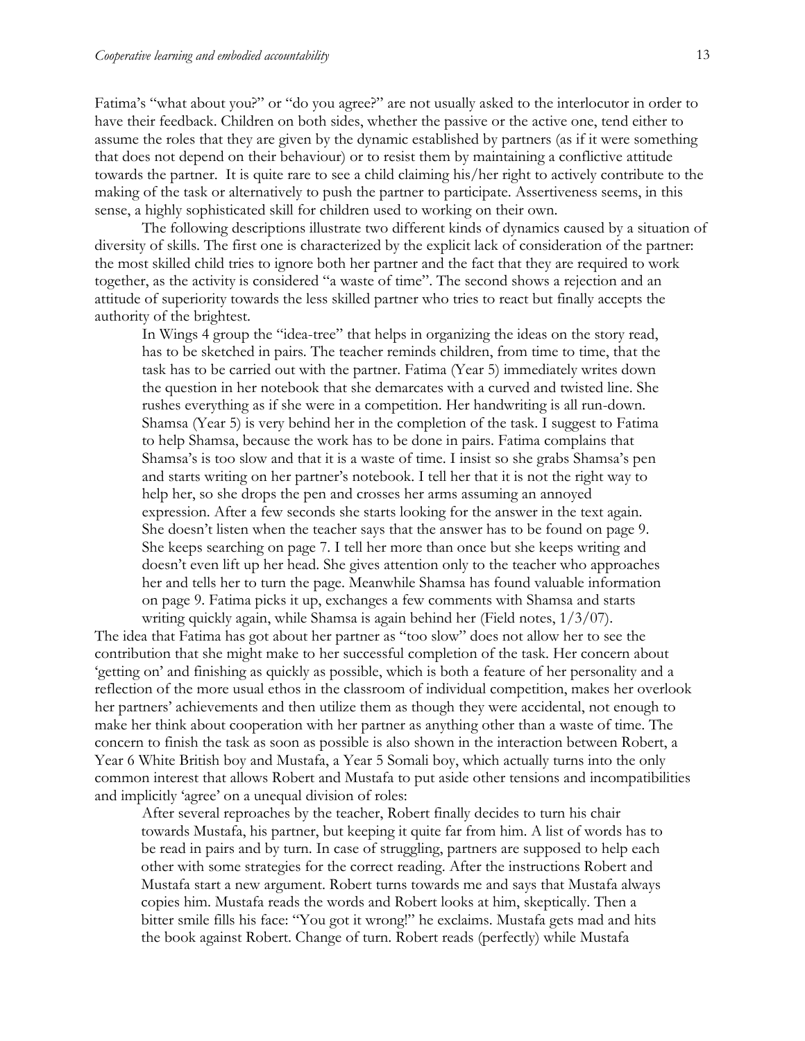Fatima's "what about you?" or "do you agree?" are not usually asked to the interlocutor in order to have their feedback. Children on both sides, whether the passive or the active one, tend either to assume the roles that they are given by the dynamic established by partners (as if it were something that does not depend on their behaviour) or to resist them by maintaining a conflictive attitude towards the partner. It is quite rare to see a child claiming his/her right to actively contribute to the making of the task or alternatively to push the partner to participate. Assertiveness seems, in this sense, a highly sophisticated skill for children used to working on their own.

The following descriptions illustrate two different kinds of dynamics caused by a situation of diversity of skills. The first one is characterized by the explicit lack of consideration of the partner: the most skilled child tries to ignore both her partner and the fact that they are required to work together, as the activity is considered "a waste of time". The second shows a rejection and an attitude of superiority towards the less skilled partner who tries to react but finally accepts the authority of the brightest.

> In Wings 4 group the "idea-tree" that helps in organizing the ideas on the story read, has to be sketched in pairs. The teacher reminds children, from time to time, that the task has to be carried out with the partner. Fatima (Year 5) immediately writes down the question in her notebook that she demarcates with a curved and twisted line. She rushes everything as if she were in a competition. Her handwriting is all run-down. Shamsa (Year 5) is very behind her in the completion of the task. I suggest to Fatima to help Shamsa, because the work has to be done in pairs. Fatima complains that Shamsa's is too slow and that it is a waste of time. I insist so she grabs Shamsa's pen and starts writing on her partner's notebook. I tell her that it is not the right way to help her, so she drops the pen and crosses her arms assuming an annoyed expression. After a few seconds she starts looking for the answer in the text again. She doesn't listen when the teacher says that the answer has to be found on page 9. She keeps searching on page 7. I tell her more than once but she keeps writing and doesn't even lift up her head. She gives attention only to the teacher who approaches her and tells her to turn the page. Meanwhile Shamsa has found valuable information on page 9. Fatima picks it up, exchanges a few comments with Shamsa and starts writing quickly again, while Shamsa is again behind her (Field notes, 1/3/07).

The idea that Fatima has got about her partner as "too slow" does not allow her to see the contribution that she might make to her successful completion of the task. Her concern about 'getting on' and finishing as quickly as possible, which is both a feature of her personality and a reflection of the more usual ethos in the classroom of individual competition, makes her overlook her partners' achievements and then utilize them as though they were accidental, not enough to make her think about cooperation with her partner as anything other than a waste of time. The concern to finish the task as soon as possible is also shown in the interaction between Robert, a Year 6 White British boy and Mustafa, a Year 5 Somali boy, which actually turns into the only common interest that allows Robert and Mustafa to put aside other tensions and incompatibilities and implicitly 'agree' on a unequal division of roles:

> After several reproaches by the teacher, Robert finally decides to turn his chair towards Mustafa, his partner, but keeping it quite far from him. A list of words has to be read in pairs and by turn. In case of struggling, partners are supposed to help each other with some strategies for the correct reading. After the instructions Robert and Mustafa start a new argument. Robert turns towards me and says that Mustafa always copies him. Mustafa reads the words and Robert looks at him, skeptically. Then a bitter smile fills his face: "You got it wrong!" he exclaims. Mustafa gets mad and hits the book against Robert. Change of turn. Robert reads (perfectly) while Mustafa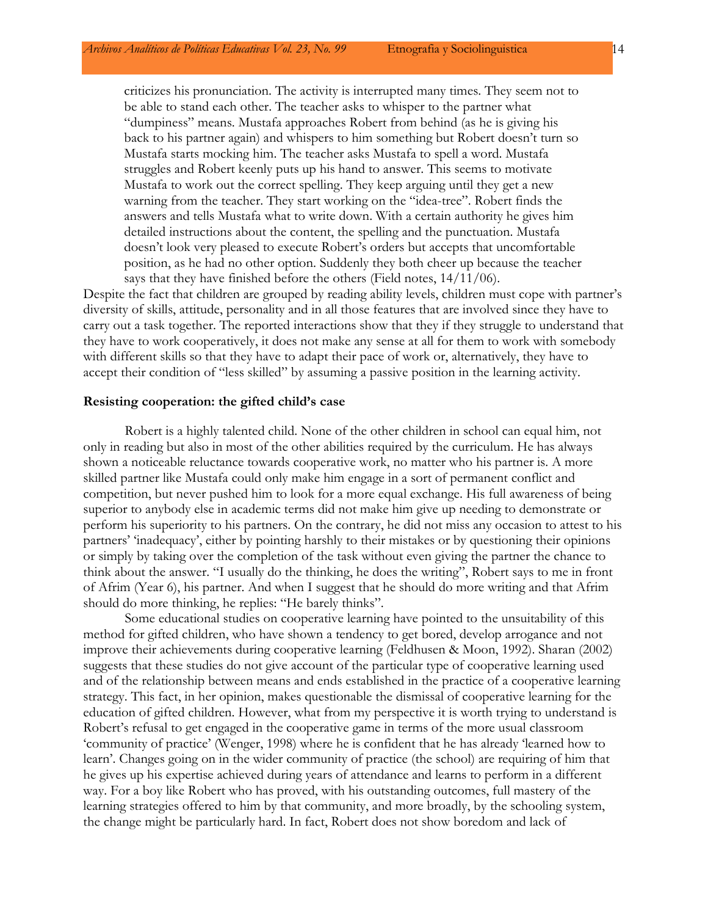> criticizes his pronunciation. The activity is interrupted many times. They seem not to be able to stand each other. The teacher asks to whisper to the partner what "dumpiness" means. Mustafa approaches Robert from behind (as he is giving his back to his partner again) and whispers to him something but Robert doesn't turn so Mustafa starts mocking him. The teacher asks Mustafa to spell a word. Mustafa struggles and Robert keenly puts up his hand to answer. This seems to motivate Mustafa to work out the correct spelling. They keep arguing until they get a new warning from the teacher. They start working on the "idea-tree". Robert finds the answers and tells Mustafa what to write down. With a certain authority he gives him detailed instructions about the content, the spelling and the punctuation. Mustafa doesn't look very pleased to execute Robert's orders but accepts that uncomfortable position, as he had no other option. Suddenly they both cheer up because the teacher says that they have finished before the others (Field notes, 14/11/06).

Despite the fact that children are grouped by reading ability levels, children must cope with partner's diversity of skills, attitude, personality and in all those features that are involved since they have to carry out a task together. The reported interactions show that they if they struggle to understand that they have to work cooperatively, it does not make any sense at all for them to work with somebody with different skills so that they have to adapt their pace of work or, alternatively, they have to accept their condition of "less skilled" by assuming a passive position in the learning activity.

### Resisting cooperation: the gifted child's case

Robert is a highly talented child. None of the other children in school can equal him, not only in reading but also in most of the other abilities required by the curriculum. He has always shown a noticeable reluctance towards cooperative work, no matter who his partner is. A more skilled partner like Mustafa could only make him engage in a sort of permanent conflict and competition, but never pushed him to look for a more equal exchange. His full awareness of being superior to anybody else in academic terms did not make him give up needing to demonstrate or perform his superiority to his partners. On the contrary, he did not miss any occasion to attest to his partners' 'inadequacy', either by pointing harshly to their mistakes or by questioning their opinions or simply by taking over the completion of the task without even giving the partner the chance to think about the answer. "I usually do the thinking, he does the writing", Robert says to me in front of Afrim (Year 6), his partner. And when I suggest that he should do more writing and that Afrim should do more thinking, he replies: "He barely thinks".

Some educational studies on cooperative learning have pointed to the unsuitability of this method for gifted children, who have shown a tendency to get bored, develop arrogance and not improve their achievements during cooperative learning (Feldhusen & Moon, 1992). Sharan (2002) suggests that these studies do not give account of the particular type of cooperative learning used and of the relationship between means and ends established in the practice of a cooperative learning strategy. This fact, in her opinion, makes questionable the dismissal of cooperative learning for the education of gifted children. However, what from my perspective it is worth trying to understand is Robert's refusal to get engaged in the cooperative game in terms of the more usual classroom 'community of practice' (Wenger, 1998) where he is confident that he has already 'learned how to learn'. Changes going on in the wider community of practice (the school) are requiring of him that he gives up his expertise achieved during years of attendance and learns to perform in a different way. For a boy like Robert who has proved, with his outstanding outcomes, full mastery of the learning strategies offered to him by that community, and more broadly, by the schooling system, the change might be particularly hard. In fact, Robert does not show boredom and lack of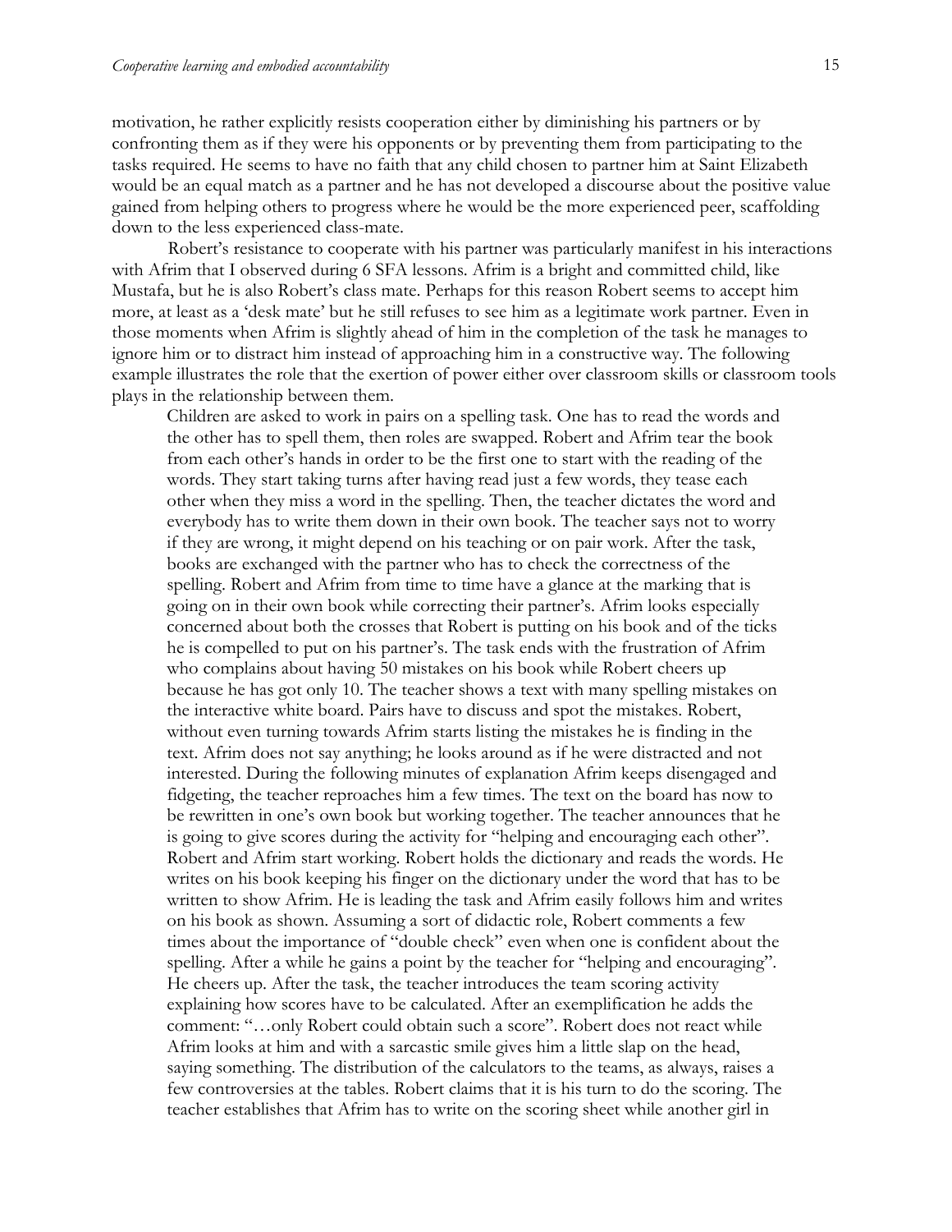motivation, he rather explicitly resists cooperation either by diminishing his partners or by confronting them as if they were his opponents or by preventing them from participating to the tasks required. He seems to have no faith that any child chosen to partner him at Saint Elizabeth would be an equal match as a partner and he has not developed a discourse about the positive value gained from helping others to progress where he would be the more experienced peer, scaffolding down to the less experienced class-mate.

Robert's resistance to cooperate with his partner was particularly manifest in his interactions with Afrim that I observed during 6 SFA lessons. Afrim is a bright and committed child, like Mustafa, but he is also Robert's class mate. Perhaps for this reason Robert seems to accept him more, at least as a 'desk mate' but he still refuses to see him as a legitimate work partner. Even in those moments when Afrim is slightly ahead of him in the completion of the task he manages to ignore him or to distract him instead of approaching him in a constructive way. The following example illustrates the role that the exertion of power either over classroom skills or classroom tools plays in the relationship between them.

> Children are asked to work in pairs on a spelling task. One has to read the words and the other has to spell them, then roles are swapped. Robert and Afrim tear the book from each other's hands in order to be the first one to start with the reading of the words. They start taking turns after having read just a few words, they tease each other when they miss a word in the spelling. Then, the teacher dictates the word and everybody has to write them down in their own book. The teacher says not to worry if they are wrong, it might depend on his teaching or on pair work. After the task, books are exchanged with the partner who has to check the correctness of the spelling. Robert and Afrim from time to time have a glance at the marking that is going on in their own book while correcting their partner's. Afrim looks especially concerned about both the crosses that Robert is putting on his book and of the ticks he is compelled to put on his partner's. The task ends with the frustration of Afrim who complains about having 50 mistakes on his book while Robert cheers up because he has got only 10. The teacher shows a text with many spelling mistakes on the interactive white board. Pairs have to discuss and spot the mistakes. Robert, without even turning towards Afrim starts listing the mistakes he is finding in the text. Afrim does not say anything; he looks around as if he were distracted and not interested. During the following minutes of explanation Afrim keeps disengaged and fidgeting, the teacher reproaches him a few times. The text on the board has now to be rewritten in one's own book but working together. The teacher announces that he is going to give scores during the activity for "helping and encouraging each other". Robert and Afrim start working. Robert holds the dictionary and reads the words. He writes on his book keeping his finger on the dictionary under the word that has to be written to show Afrim. He is leading the task and Afrim easily follows him and writes on his book as shown. Assuming a sort of didactic role, Robert comments a few times about the importance of "double check" even when one is confident about the spelling. After a while he gains a point by the teacher for "helping and encouraging". He cheers up. After the task, the teacher introduces the team scoring activity explaining how scores have to be calculated. After an exemplification he adds the comment: "…only Robert could obtain such a score". Robert does not react while Afrim looks at him and with a sarcastic smile gives him a little slap on the head, saying something. The distribution of the calculators to the teams, as always, raises a few controversies at the tables. Robert claims that it is his turn to do the scoring. The teacher establishes that Afrim has to write on the scoring sheet while another girl in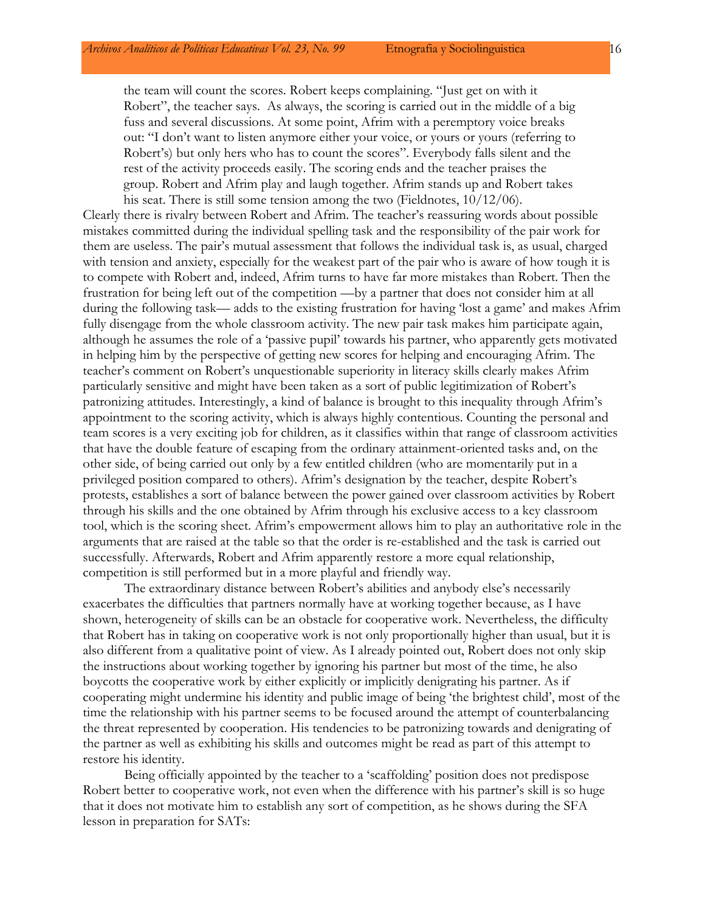> the team will count the scores. Robert keeps complaining. "Just get on with it Robert", the teacher says. As always, the scoring is carried out in the middle of a big fuss and several discussions. At some point, Afrim with a peremptory voice breaks out: "I don't want to listen anymore either your voice, or yours or yours (referring to Robert's) but only hers who has to count the scores". Everybody falls silent and the rest of the activity proceeds easily. The scoring ends and the teacher praises the group. Robert and Afrim play and laugh together. Afrim stands up and Robert takes his seat. There is still some tension among the two (Fieldnotes, 10/12/06).

Clearly there is rivalry between Robert and Afrim. The teacher's reassuring words about possible mistakes committed during the individual spelling task and the responsibility of the pair work for them are useless. The pair's mutual assessment that follows the individual task is, as usual, charged with tension and anxiety, especially for the weakest part of the pair who is aware of how tough it is to compete with Robert and, indeed, Afrim turns to have far more mistakes than Robert. Then the frustration for being left out of the competition —by a partner that does not consider him at all during the following task— adds to the existing frustration for having 'lost a game' and makes Afrim fully disengage from the whole classroom activity. The new pair task makes him participate again, although he assumes the role of a 'passive pupil' towards his partner, who apparently gets motivated in helping him by the perspective of getting new scores for helping and encouraging Afrim. The teacher's comment on Robert's unquestionable superiority in literacy skills clearly makes Afrim particularly sensitive and might have been taken as a sort of public legitimization of Robert's patronizing attitudes. Interestingly, a kind of balance is brought to this inequality through Afrim's appointment to the scoring activity, which is always highly contentious. Counting the personal and team scores is a very exciting job for children, as it classifies within that range of classroom activities that have the double feature of escaping from the ordinary attainment-oriented tasks and, on the other side, of being carried out only by a few entitled children (who are momentarily put in a privileged position compared to others). Afrim's designation by the teacher, despite Robert's protests, establishes a sort of balance between the power gained over classroom activities by Robert through his skills and the one obtained by Afrim through his exclusive access to a key classroom tool, which is the scoring sheet. Afrim's empowerment allows him to play an authoritative role in the arguments that are raised at the table so that the order is re-established and the task is carried out successfully. Afterwards, Robert and Afrim apparently restore a more equal relationship, competition is still performed but in a more playful and friendly way.

The extraordinary distance between Robert's abilities and anybody else's necessarily exacerbates the difficulties that partners normally have at working together because, as I have shown, heterogeneity of skills can be an obstacle for cooperative work. Nevertheless, the difficulty that Robert has in taking on cooperative work is not only proportionally higher than usual, but it is also different from a qualitative point of view. As I already pointed out, Robert does not only skip the instructions about working together by ignoring his partner but most of the time, he also boycotts the cooperative work by either explicitly or implicitly denigrating his partner. As if cooperating might undermine his identity and public image of being 'the brightest child', most of the time the relationship with his partner seems to be focused around the attempt of counterbalancing the threat represented by cooperation. His tendencies to be patronizing towards and denigrating of the partner as well as exhibiting his skills and outcomes might be read as part of this attempt to restore his identity.

Being officially appointed by the teacher to a 'scaffolding' position does not predispose Robert better to cooperative work, not even when the difference with his partner's skill is so huge that it does not motivate him to establish any sort of competition, as he shows during the SFA lesson in preparation for SATs: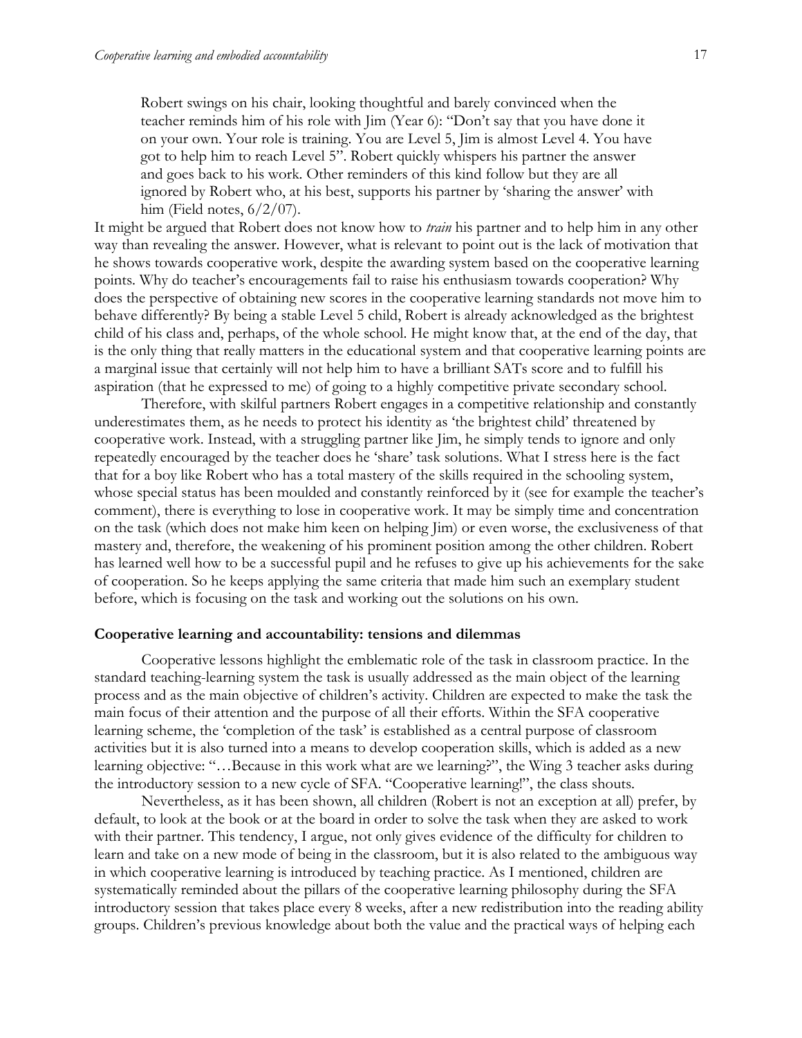> Robert swings on his chair, looking thoughtful and barely convinced when the teacher reminds him of his role with Jim (Year 6): "Don't say that you have done it on your own. Your role is training. You are Level 5, Jim is almost Level 4. You have got to help him to reach Level 5". Robert quickly whispers his partner the answer and goes back to his work. Other reminders of this kind follow but they are all ignored by Robert who, at his best, supports his partner by 'sharing the answer' with him (Field notes, 6/2/07).

It might be argued that Robert does not know how to *train* his partner and to help him in any other way than revealing the answer. However, what is relevant to point out is the lack of motivation that he shows towards cooperative work, despite the awarding system based on the cooperative learning points. Why do teacher's encouragements fail to raise his enthusiasm towards cooperation? Why does the perspective of obtaining new scores in the cooperative learning standards not move him to behave differently? By being a stable Level 5 child, Robert is already acknowledged as the brightest child of his class and, perhaps, of the whole school. He might know that, at the end of the day, that is the only thing that really matters in the educational system and that cooperative learning points are a marginal issue that certainly will not help him to have a brilliant SATs score and to fulfill his aspiration (that he expressed to me) of going to a highly competitive private secondary school.

Therefore, with skilful partners Robert engages in a competitive relationship and constantly underestimates them, as he needs to protect his identity as 'the brightest child' threatened by cooperative work. Instead, with a struggling partner like Jim, he simply tends to ignore and only repeatedly encouraged by the teacher does he 'share' task solutions. What I stress here is the fact that for a boy like Robert who has a total mastery of the skills required in the schooling system, whose special status has been moulded and constantly reinforced by it (see for example the teacher's comment), there is everything to lose in cooperative work. It may be simply time and concentration on the task (which does not make him keen on helping Jim) or even worse, the exclusiveness of that mastery and, therefore, the weakening of his prominent position among the other children. Robert has learned well how to be a successful pupil and he refuses to give up his achievements for the sake of cooperation. So he keeps applying the same criteria that made him such an exemplary student before, which is focusing on the task and working out the solutions on his own.

## Cooperative learning and accountability: tensions and dilemmas

Cooperative lessons highlight the emblematic role of the task in classroom practice. In the standard teaching-learning system the task is usually addressed as the main object of the learning process and as the main objective of children's activity. Children are expected to make the task the main focus of their attention and the purpose of all their efforts. Within the SFA cooperative learning scheme, the 'completion of the task' is established as a central purpose of classroom activities but it is also turned into a means to develop cooperation skills, which is added as a new learning objective: "…Because in this work what are we learning?", the Wing 3 teacher asks during the introductory session to a new cycle of SFA. "Cooperative learning!", the class shouts.

Nevertheless, as it has been shown, all children (Robert is not an exception at all) prefer, by default, to look at the book or at the board in order to solve the task when they are asked to work with their partner. This tendency, I argue, not only gives evidence of the difficulty for children to learn and take on a new mode of being in the classroom, but it is also related to the ambiguous way in which cooperative learning is introduced by teaching practice. As I mentioned, children are systematically reminded about the pillars of the cooperative learning philosophy during the SFA introductory session that takes place every 8 weeks, after a new redistribution into the reading ability groups. Children's previous knowledge about both the value and the practical ways of helping each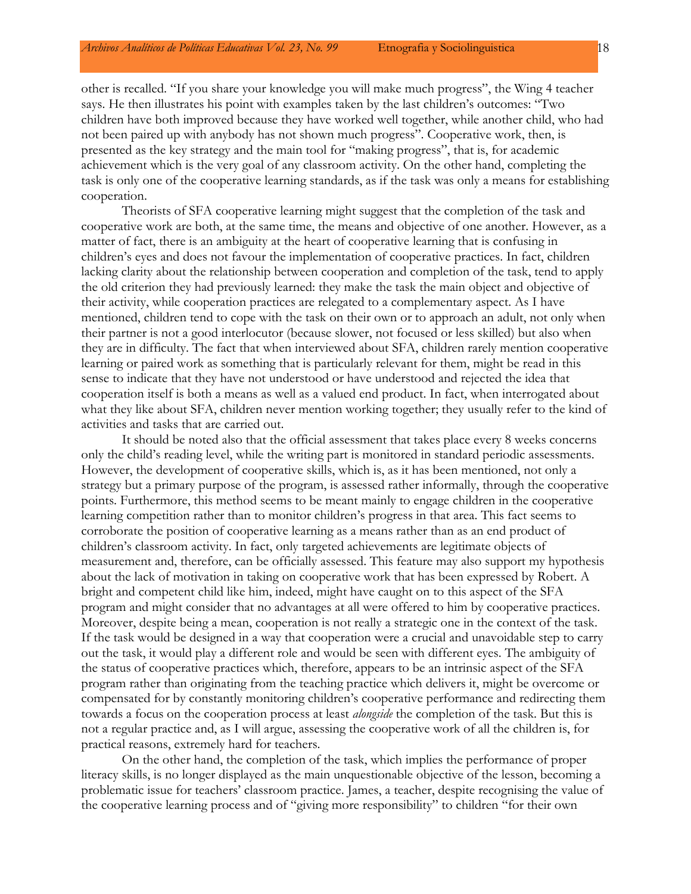other is recalled. "If you share your knowledge you will make much progress", the Wing 4 teacher says. He then illustrates his point with examples taken by the last children's outcomes: "Two children have both improved because they have worked well together, while another child, who had not been paired up with anybody has not shown much progress". Cooperative work, then, is presented as the key strategy and the main tool for "making progress", that is, for academic achievement which is the very goal of any classroom activity. On the other hand, completing the task is only one of the cooperative learning standards, as if the task was only a means for establishing cooperation.

Theorists of SFA cooperative learning might suggest that the completion of the task and cooperative work are both, at the same time, the means and objective of one another. However, as a matter of fact, there is an ambiguity at the heart of cooperative learning that is confusing in children's eyes and does not favour the implementation of cooperative practices. In fact, children lacking clarity about the relationship between cooperation and completion of the task, tend to apply the old criterion they had previously learned: they make the task the main object and objective of their activity, while cooperation practices are relegated to a complementary aspect. As I have mentioned, children tend to cope with the task on their own or to approach an adult, not only when their partner is not a good interlocutor (because slower, not focused or less skilled) but also when they are in difficulty. The fact that when interviewed about SFA, children rarely mention cooperative learning or paired work as something that is particularly relevant for them, might be read in this sense to indicate that they have not understood or have understood and rejected the idea that cooperation itself is both a means as well as a valued end product. In fact, when interrogated about what they like about SFA, children never mention working together; they usually refer to the kind of activities and tasks that are carried out.

It should be noted also that the official assessment that takes place every 8 weeks concerns only the child's reading level, while the writing part is monitored in standard periodic assessments. However, the development of cooperative skills, which is, as it has been mentioned, not only a strategy but a primary purpose of the program, is assessed rather informally, through the cooperative points. Furthermore, this method seems to be meant mainly to engage children in the cooperative learning competition rather than to monitor children's progress in that area. This fact seems to corroborate the position of cooperative learning as a means rather than as an end product of children's classroom activity. In fact, only targeted achievements are legitimate objects of measurement and, therefore, can be officially assessed. This feature may also support my hypothesis about the lack of motivation in taking on cooperative work that has been expressed by Robert. A bright and competent child like him, indeed, might have caught on to this aspect of the SFA program and might consider that no advantages at all were offered to him by cooperative practices. Moreover, despite being a mean, cooperation is not really a strategic one in the context of the task. If the task would be designed in a way that cooperation were a crucial and unavoidable step to carry out the task, it would play a different role and would be seen with different eyes. The ambiguity of the status of cooperative practices which, therefore, appears to be an intrinsic aspect of the SFA program rather than originating from the teaching practice which delivers it, might be overcome or compensated for by constantly monitoring children's cooperative performance and redirecting them towards a focus on the cooperation process at least *alongside* the completion of the task. But this is not a regular practice and, as I will argue, assessing the cooperative work of all the children is, for practical reasons, extremely hard for teachers.

On the other hand, the completion of the task, which implies the performance of proper literacy skills, is no longer displayed as the main unquestionable objective of the lesson, becoming a problematic issue for teachers' classroom practice. James, a teacher, despite recognising the value of the cooperative learning process and of "giving more responsibility" to children "for their own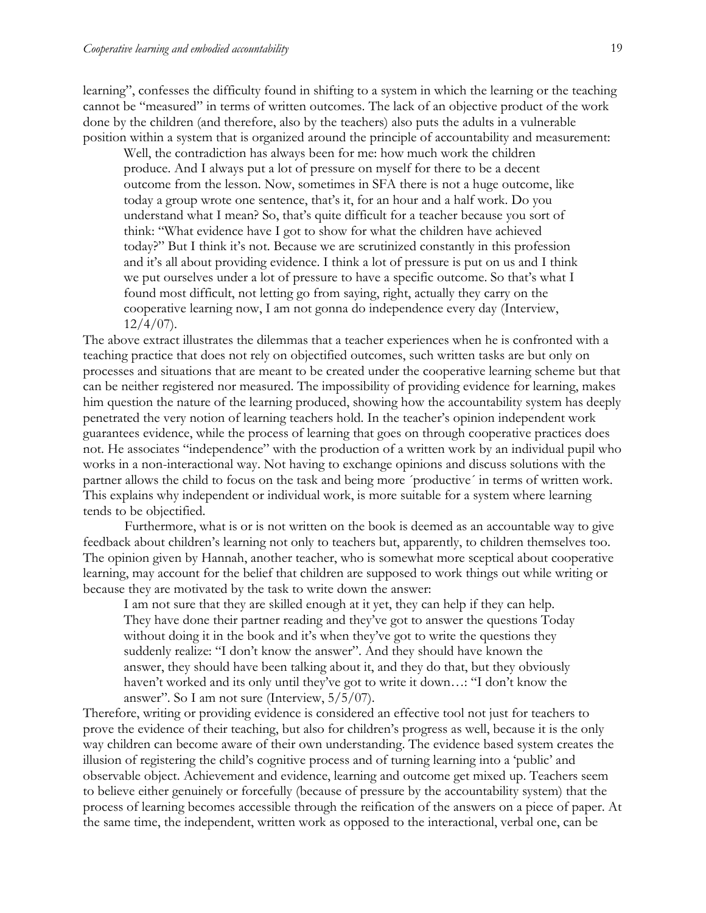learning", confesses the difficulty found in shifting to a system in which the learning or the teaching cannot be "measured" in terms of written outcomes. The lack of an objective product of the work done by the children (and therefore, also by the teachers) also puts the adults in a vulnerable position within a system that is organized around the principle of accountability and measurement:

> Well, the contradiction has always been for me: how much work the children produce. And I always put a lot of pressure on myself for there to be a decent outcome from the lesson. Now, sometimes in SFA there is not a huge outcome, like today a group wrote one sentence, that's it, for an hour and a half work. Do you understand what I mean? So, that's quite difficult for a teacher because you sort of think: "What evidence have I got to show for what the children have achieved today?" But I think it's not. Because we are scrutinized constantly in this profession and it's all about providing evidence. I think a lot of pressure is put on us and I think we put ourselves under a lot of pressure to have a specific outcome. So that's what I found most difficult, not letting go from saying, right, actually they carry on the cooperative learning now, I am not gonna do independence every day (Interview, 12/4/07).

The above extract illustrates the dilemmas that a teacher experiences when he is confronted with a teaching practice that does not rely on objectified outcomes, such written tasks are but only on processes and situations that are meant to be created under the cooperative learning scheme but that can be neither registered nor measured. The impossibility of providing evidence for learning, makes him question the nature of the learning produced, showing how the accountability system has deeply penetrated the very notion of learning teachers hold. In the teacher's opinion independent work guarantees evidence, while the process of learning that goes on through cooperative practices does not. He associates "independence" with the production of a written work by an individual pupil who works in a non-interactional way. Not having to exchange opinions and discuss solutions with the partner allows the child to focus on the task and being more ´productive´ in terms of written work. This explains why independent or individual work, is more suitable for a system where learning tends to be objectified.

Furthermore, what is or is not written on the book is deemed as an accountable way to give feedback about children's learning not only to teachers but, apparently, to children themselves too. The opinion given by Hannah, another teacher, who is somewhat more sceptical about cooperative learning, may account for the belief that children are supposed to work things out while writing or because they are motivated by the task to write down the answer:

> I am not sure that they are skilled enough at it yet, they can help if they can help. They have done their partner reading and they've got to answer the questions Today without doing it in the book and it's when they've got to write the questions they suddenly realize: "I don't know the answer". And they should have known the answer, they should have been talking about it, and they do that, but they obviously haven't worked and its only until they've got to write it down…: "I don't know the answer". So I am not sure (Interview, 5/5/07).

Therefore, writing or providing evidence is considered an effective tool not just for teachers to prove the evidence of their teaching, but also for children's progress as well, because it is the only way children can become aware of their own understanding. The evidence based system creates the illusion of registering the child's cognitive process and of turning learning into a 'public' and observable object. Achievement and evidence, learning and outcome get mixed up. Teachers seem to believe either genuinely or forcefully (because of pressure by the accountability system) that the process of learning becomes accessible through the reification of the answers on a piece of paper. At the same time, the independent, written work as opposed to the interactional, verbal one, can be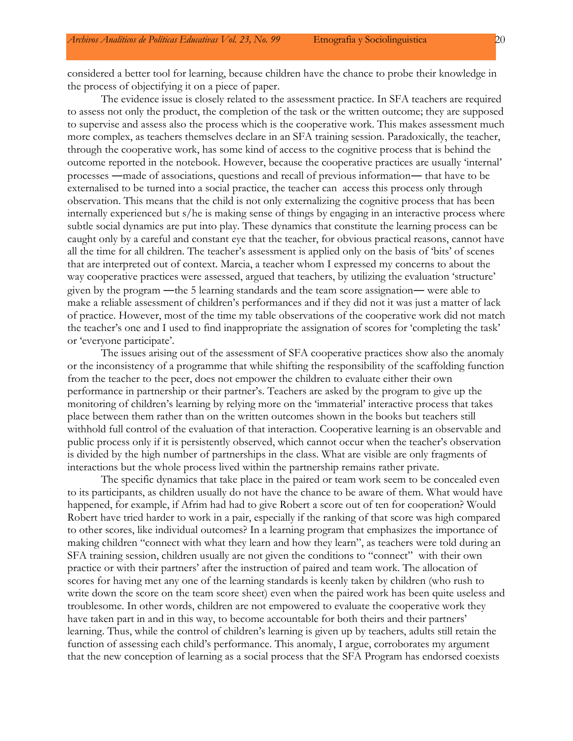considered a better tool for learning, because children have the chance to probe their knowledge in the process of objectifying it on a piece of paper.

The evidence issue is closely related to the assessment practice. In SFA teachers are required to assess not only the product, the completion of the task or the written outcome; they are supposed to supervise and assess also the process which is the cooperative work. This makes assessment much more complex, as teachers themselves declare in an SFA training session. Paradoxically, the teacher, through the cooperative work, has some kind of access to the cognitive process that is behind the outcome reported in the notebook. However, because the cooperative practices are usually 'internal' processes —made of associations, questions and recall of previous information— that have to be externalised to be turned into a social practice, the teacher can access this process only through observation. This means that the child is not only externalizing the cognitive process that has been internally experienced but s/he is making sense of things by engaging in an interactive process where subtle social dynamics are put into play. These dynamics that constitute the learning process can be caught only by a careful and constant eye that the teacher, for obvious practical reasons, cannot have all the time for all children. The teacher's assessment is applied only on the basis of 'bits' of scenes that are interpreted out of context. Marcia, a teacher whom I expressed my concerns to about the way cooperative practices were assessed, argued that teachers, by utilizing the evaluation 'structure' given by the program —the 5 learning standards and the team score assignation— were able to make a reliable assessment of children's performances and if they did not it was just a matter of lack of practice. However, most of the time my table observations of the cooperative work did not match the teacher's one and I used to find inappropriate the assignation of scores for 'completing the task' or 'everyone participate'.

The issues arising out of the assessment of SFA cooperative practices show also the anomaly or the inconsistency of a programme that while shifting the responsibility of the scaffolding function from the teacher to the peer, does not empower the children to evaluate either their own performance in partnership or their partner's. Teachers are asked by the program to give up the monitoring of children's learning by relying more on the 'immaterial' interactive process that takes place between them rather than on the written outcomes shown in the books but teachers still withhold full control of the evaluation of that interaction. Cooperative learning is an observable and public process only if it is persistently observed, which cannot occur when the teacher's observation is divided by the high number of partnerships in the class. What are visible are only fragments of interactions but the whole process lived within the partnership remains rather private.

The specific dynamics that take place in the paired or team work seem to be concealed even to its participants, as children usually do not have the chance to be aware of them. What would have happened, for example, if Afrim had had to give Robert a score out of ten for cooperation? Would Robert have tried harder to work in a pair, especially if the ranking of that score was high compared to other scores, like individual outcomes? In a learning program that emphasizes the importance of making children "connect with what they learn and how they learn", as teachers were told during an SFA training session, children usually are not given the conditions to "connect" with their own practice or with their partners' after the instruction of paired and team work. The allocation of scores for having met any one of the learning standards is keenly taken by children (who rush to write down the score on the team score sheet) even when the paired work has been quite useless and troublesome. In other words, children are not empowered to evaluate the cooperative work they have taken part in and in this way, to become accountable for both theirs and their partners' learning. Thus, while the control of children's learning is given up by teachers, adults still retain the function of assessing each child's performance. This anomaly, I argue, corroborates my argument that the new conception of learning as a social process that the SFA Program has endorsed coexists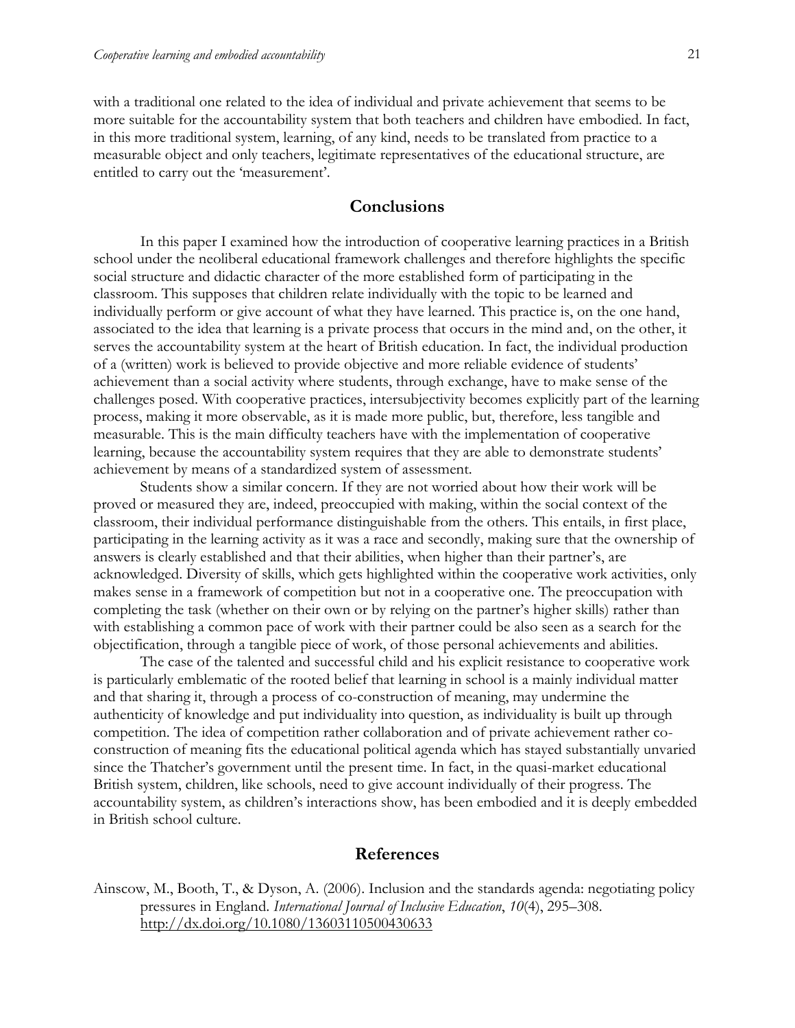with a traditional one related to the idea of individual and private achievement that seems to be more suitable for the accountability system that both teachers and children have embodied. In fact, in this more traditional system, learning, of any kind, needs to be translated from practice to a measurable object and only teachers, legitimate representatives of the educational structure, are entitled to carry out the 'measurement'.

## Conclusions

In this paper I examined how the introduction of cooperative learning practices in a British school under the neoliberal educational framework challenges and therefore highlights the specific social structure and didactic character of the more established form of participating in the classroom. This supposes that children relate individually with the topic to be learned and individually perform or give account of what they have learned. This practice is, on the one hand, associated to the idea that learning is a private process that occurs in the mind and, on the other, it serves the accountability system at the heart of British education. In fact, the individual production of a (written) work is believed to provide objective and more reliable evidence of students' achievement than a social activity where students, through exchange, have to make sense of the challenges posed. With cooperative practices, intersubjectivity becomes explicitly part of the learning process, making it more observable, as it is made more public, but, therefore, less tangible and measurable. This is the main difficulty teachers have with the implementation of cooperative learning, because the accountability system requires that they are able to demonstrate students' achievement by means of a standardized system of assessment.

Students show a similar concern. If they are not worried about how their work will be proved or measured they are, indeed, preoccupied with making, within the social context of the classroom, their individual performance distinguishable from the others. This entails, in first place, participating in the learning activity as it was a race and secondly, making sure that the ownership of answers is clearly established and that their abilities, when higher than their partner's, are acknowledged. Diversity of skills, which gets highlighted within the cooperative work activities, only makes sense in a framework of competition but not in a cooperative one. The preoccupation with completing the task (whether on their own or by relying on the partner's higher skills) rather than with establishing a common pace of work with their partner could be also seen as a search for the objectification, through a tangible piece of work, of those personal achievements and abilities.

The case of the talented and successful child and his explicit resistance to cooperative work is particularly emblematic of the rooted belief that learning in school is a mainly individual matter and that sharing it, through a process of co-construction of meaning, may undermine the authenticity of knowledge and put individuality into question, as individuality is built up through competition. The idea of competition rather collaboration and of private achievement rather co-construction of meaning fits the educational political agenda which has stayed substantially unvaried since the Thatcher's government until the present time. In fact, in the quasi-market educational British system, children, like schools, need to give account individually of their progress. The accountability system, as children's interactions show, has been embodied and it is deeply embedded in British school culture.

## References

Ainscow, M., Booth, T., & Dyson, A. (2006). Inclusion and the standards agenda: negotiating policy pressures in England. *International Journal of Inclusive Education*, *10*(4), 295–308. http://dx.doi.org/10.1080/13603110500430633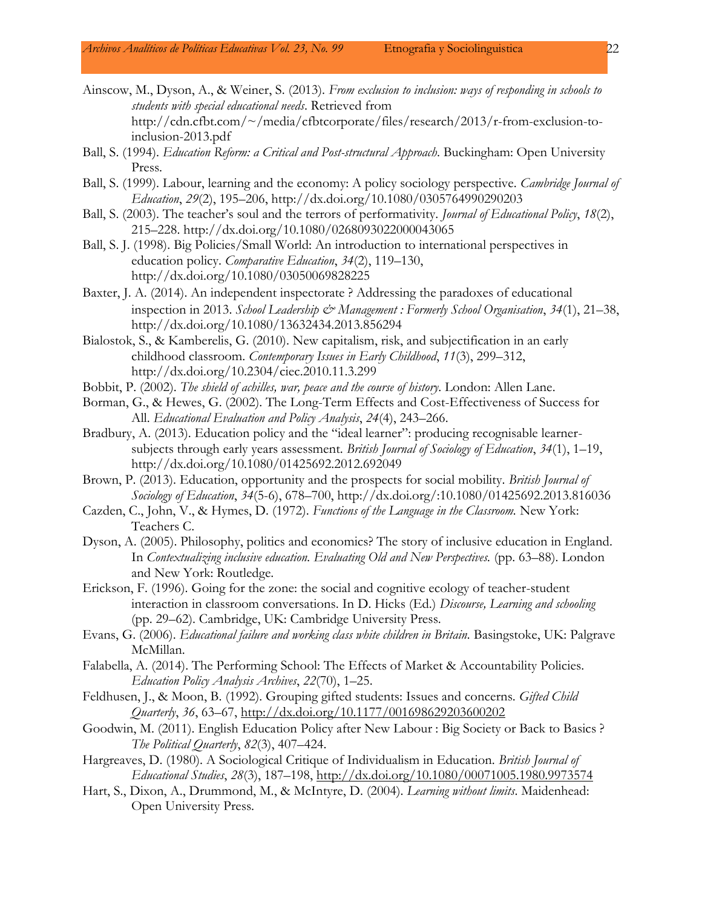Ainscow, M., Dyson, A., & Weiner, S. (2013). *From exclusion to inclusion: ways of responding in schools to students with special educational needs*. Retrieved from http://cdn.cfbt.com/~/media/cfbtcorporate/files/research/2013/r-from-exclusion-to-inclusion-2013.pdf

Ball, S. (1994). *Education Reform: a Critical and Post-structural Approach*. Buckingham: Open University Press.

Ball, S. (1999). Labour, learning and the economy: A policy sociology perspective. *Cambridge Journal of Education*, *29*(2), 195–206, http://dx.doi.org/10.1080/0305764990290203

Ball, S. (2003). The teacher's soul and the terrors of performativity. *Journal of Educational Policy*, *18*(2), 215–228. http://dx.doi.org/10.1080/0268093022000043065

Ball, S. J. (1998). Big Policies/Small World: An introduction to international perspectives in education policy. *Comparative Education*, *34*(2), 119–130, http://dx.doi.org/10.1080/03050069828225

Baxter, J. A. (2014). An independent inspectorate ? Addressing the paradoxes of educational inspection in 2013. *School Leadership & Management : Formerly School Organisation*, *34*(1), 21–38, http://dx.doi.org/10.1080/13632434.2013.856294

Bialostok, S., & Kamberelis, G. (2010). New capitalism, risk, and subjectification in an early childhood classroom. *Contemporary Issues in Early Childhood*, *11*(3), 299–312, http://dx.doi.org/10.2304/ciec.2010.11.3.299

Bobbit, P. (2002). *The shield of achilles, war, peace and the course of history*. London: Allen Lane.

Borman, G., & Hewes, G. (2002). The Long-Term Effects and Cost-Effectiveness of Success for All. *Educational Evaluation and Policy Analysis*, *24*(4), 243–266.

Bradbury, A. (2013). Education policy and the "ideal learner": producing recognisable learner-subjects through early years assessment. *British Journal of Sociology of Education*, *34*(1), 1–19, http://dx.doi.org/10.1080/01425692.2012.692049

Brown, P. (2013). Education, opportunity and the prospects for social mobility. *British Journal of Sociology of Education*, *34*(5-6), 678–700, http://dx.doi.org/:10.1080/01425692.2013.816036

Cazden, C., John, V., & Hymes, D. (1972). *Functions of the Language in the Classroom.* New York: Teachers C.

Dyson, A. (2005). Philosophy, politics and economics? The story of inclusive education in England. In *Contextualizing inclusive education. Evaluating Old and New Perspectives.* (pp. 63–88). London and New York: Routledge.

Erickson, F. (1996). Going for the zone: the social and cognitive ecology of teacher-student interaction in classroom conversations. In D. Hicks (Ed.) *Discourse, Learning and schooling* (pp. 29–62). Cambridge, UK: Cambridge University Press.

Evans, G. (2006). *Educational failure and working class white children in Britain*. Basingstoke, UK: Palgrave McMillan.

Falabella, A. (2014). The Performing School: The Effects of Market & Accountability Policies. *Education Policy Analysis Archives*, *22*(70), 1–25.

Feldhusen, J., & Moon, B. (1992). Grouping gifted students: Issues and concerns. *Gifted Child Quarterly*, *36*, 63–67, http://dx.doi.org/10.1177/001698629203600202

Goodwin, M. (2011). English Education Policy after New Labour : Big Society or Back to Basics ? *The Political Quarterly*, *82*(3), 407–424.

Hargreaves, D. (1980). A Sociological Critique of Individualism in Education. *British Journal of Educational Studies*, *28*(3), 187–198, http://dx.doi.org/10.1080/00071005.1980.9973574

Hart, S., Dixon, A., Drummond, M., & McIntyre, D. (2004). *Learning without limits*. Maidenhead: Open University Press.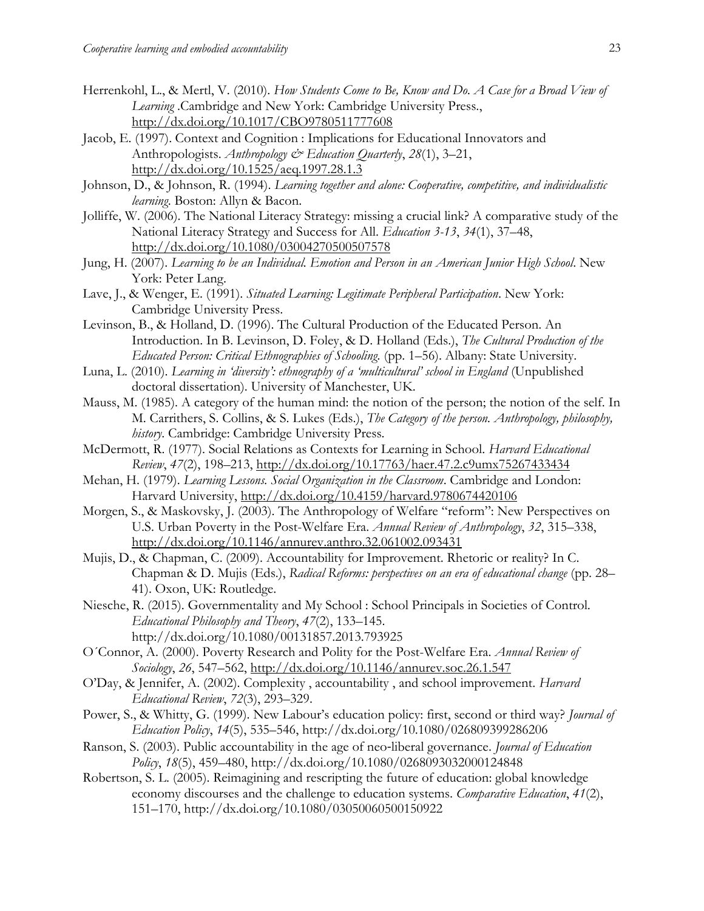Herrenkohl, L., & Mertl, V. (2010). *How Students Come to Be, Know and Do. A Case for a Broad View of Learning* .Cambridge and New York: Cambridge University Press., http://dx.doi.org/10.1017/CBO9780511777608

Jacob, E. (1997). Context and Cognition : Implications for Educational Innovators and Anthropologists. *Anthropology & Education Quarterly*, *28*(1), 3–21, http://dx.doi.org/10.1525/aeq.1997.28.1.3

Johnson, D., & Johnson, R. (1994). *Learning together and alone: Cooperative, competitive, and individualistic learning*. Boston: Allyn & Bacon.

Jolliffe, W. (2006). The National Literacy Strategy: missing a crucial link? A comparative study of the National Literacy Strategy and Success for All. *Education 3-13*, *34*(1), 37–48, http://dx.doi.org/10.1080/03004270500507578

Jung, H. (2007). *Learning to be an Individual. Emotion and Person in an American Junior High School*. New York: Peter Lang.

Lave, J., & Wenger, E. (1991). *Situated Learning: Legitimate Peripheral Participation*. New York: Cambridge University Press.

Levinson, B., & Holland, D. (1996). The Cultural Production of the Educated Person. An Introduction. In B. Levinson, D. Foley, & D. Holland (Eds.), *The Cultural Production of the Educated Person: Critical Ethnographies of Schooling.* (pp. 1–56). Albany: State University.

Luna, L. (2010). *Learning in 'diversity': ethnography of a 'multicultural' school in England* (Unpublished doctoral dissertation). University of Manchester, UK.

Mauss, M. (1985). A category of the human mind: the notion of the person; the notion of the self. In M. Carrithers, S. Collins, & S. Lukes (Eds.), *The Category of the person. Anthropology, philosophy, history*. Cambridge: Cambridge University Press.

McDermott, R. (1977). Social Relations as Contexts for Learning in School. *Harvard Educational Review*, *47*(2), 198–213, http://dx.doi.org/10.17763/haer.47.2.c9umx75267433434

Mehan, H. (1979). *Learning Lessons. Social Organization in the Classroom*. Cambridge and London: Harvard University, http://dx.doi.org/10.4159/harvard.9780674420106

Morgen, S., & Maskovsky, J. (2003). The Anthropology of Welfare "reform": New Perspectives on U.S. Urban Poverty in the Post-Welfare Era. *Annual Review of Anthropology*, *32*, 315–338, http://dx.doi.org/10.1146/annurev.anthro.32.061002.093431

Mujis, D., & Chapman, C. (2009). Accountability for Improvement. Rhetoric or reality? In C. Chapman & D. Mujis (Eds.), *Radical Reforms: perspectives on an era of educational change* (pp. 28–41). Oxon, UK: Routledge.

Niesche, R. (2015). Governmentality and My School : School Principals in Societies of Control. *Educational Philosophy and Theory*, *47*(2), 133–145. http://dx.doi.org/10.1080/00131857.2013.793925

O´Connor, A. (2000). Poverty Research and Polity for the Post-Welfare Era. *Annual Review of Sociology*, *26*, 547–562, http://dx.doi.org/10.1146/annurev.soc.26.1.547

O'Day, & Jennifer, A. (2002). Complexity , accountability , and school improvement. *Harvard Educational Review*, *72*(3), 293–329.

Power, S., & Whitty, G. (1999). New Labour's education policy: first, second or third way? *Journal of Education Policy*, *14*(5), 535–546, http://dx.doi.org/10.1080/026809399286206

Ranson, S. (2003). Public accountability in the age of neo-liberal governance. *Journal of Education Policy*, *18*(5), 459–480, http://dx.doi.org/10.1080/0268093032000124848

Robertson, S. L. (2005). Reimagining and rescripting the future of education: global knowledge economy discourses and the challenge to education systems. *Comparative Education*, *41*(2), 151–170, http://dx.doi.org/10.1080/03050060500150922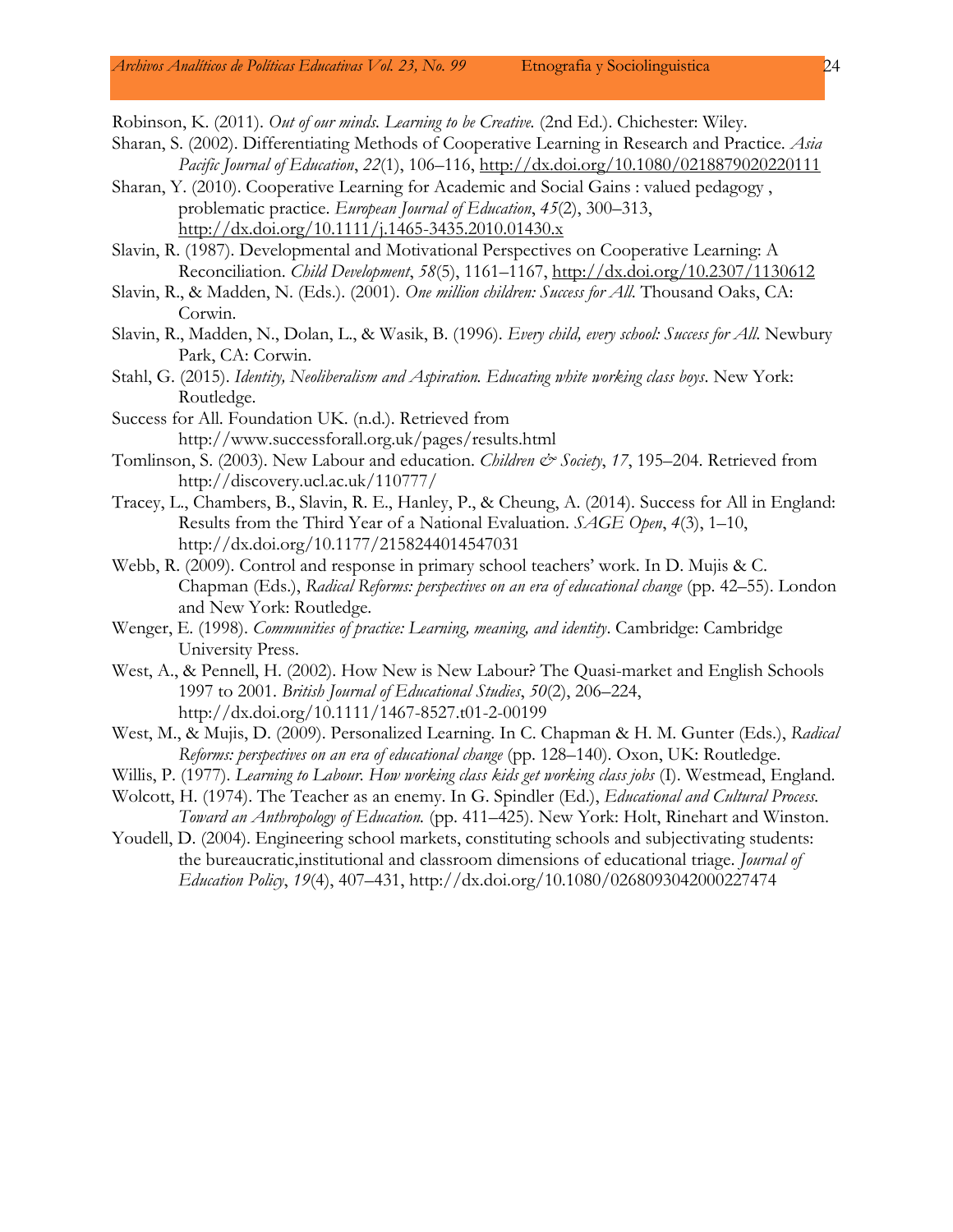Robinson, K. (2011). *Out of our minds. Learning to be Creative.* (2nd Ed.). Chichester: Wiley.

Sharan, S. (2002). Differentiating Methods of Cooperative Learning in Research and Practice. *Asia Pacific Journal of Education*, *22*(1), 106–116, http://dx.doi.org/10.1080/0218879020220111

Sharan, Y. (2010). Cooperative Learning for Academic and Social Gains : valued pedagogy , problematic practice. *European Journal of Education*, *45*(2), 300–313, http://dx.doi.org/10.1111/j.1465-3435.2010.01430.x

Slavin, R. (1987). Developmental and Motivational Perspectives on Cooperative Learning: A Reconciliation. *Child Development*, *58*(5), 1161–1167, http://dx.doi.org/10.2307/1130612

Slavin, R., & Madden, N. (Eds.). (2001). *One million children: Success for All.* Thousand Oaks, CA: Corwin.

Slavin, R., Madden, N., Dolan, L., & Wasik, B. (1996). *Every child, every school: Success for All.* Newbury Park, CA: Corwin.

Stahl, G. (2015). *Identity, Neoliberalism and Aspiration. Educating white working class boys*. New York: Routledge.

Success for All. Foundation UK. (n.d.). Retrieved from http://www.successforall.org.uk/pages/results.html

Tomlinson, S. (2003). New Labour and education. *Children & Society*, *17*, 195–204. Retrieved from http://discovery.ucl.ac.uk/110777/

Tracey, L., Chambers, B., Slavin, R. E., Hanley, P., & Cheung, A. (2014). Success for All in England: Results from the Third Year of a National Evaluation. *SAGE Open*, *4*(3), 1–10, http://dx.doi.org/10.1177/2158244014547031

Webb, R. (2009). Control and response in primary school teachers' work. In D. Mujis & C. Chapman (Eds.), *Radical Reforms: perspectives on an era of educational change* (pp. 42–55). London and New York: Routledge.

Wenger, E. (1998). *Communities of practice: Learning, meaning, and identity*. Cambridge: Cambridge University Press.

West, A., & Pennell, H. (2002). How New is New Labour? The Quasi-market and English Schools 1997 to 2001. *British Journal of Educational Studies*, *50*(2), 206–224, http://dx.doi.org/10.1111/1467-8527.t01-2-00199

West, M., & Mujis, D. (2009). Personalized Learning. In C. Chapman & H. M. Gunter (Eds.), *Radical Reforms: perspectives on an era of educational change* (pp. 128–140). Oxon, UK: Routledge.

Willis, P. (1977). *Learning to Labour. How working class kids get working class jobs* (I). Westmead, England.

Wolcott, H. (1974). The Teacher as an enemy. In G. Spindler (Ed.), *Educational and Cultural Process. Toward an Anthropology of Education.* (pp. 411–425). New York: Holt, Rinehart and Winston.

Youdell, D. (2004). Engineering school markets, constituting schools and subjectivating students: the bureaucratic,institutional and classroom dimensions of educational triage. *Journal of Education Policy*, *19*(4), 407–431, http://dx.doi.org/10.1080/0268093042000227474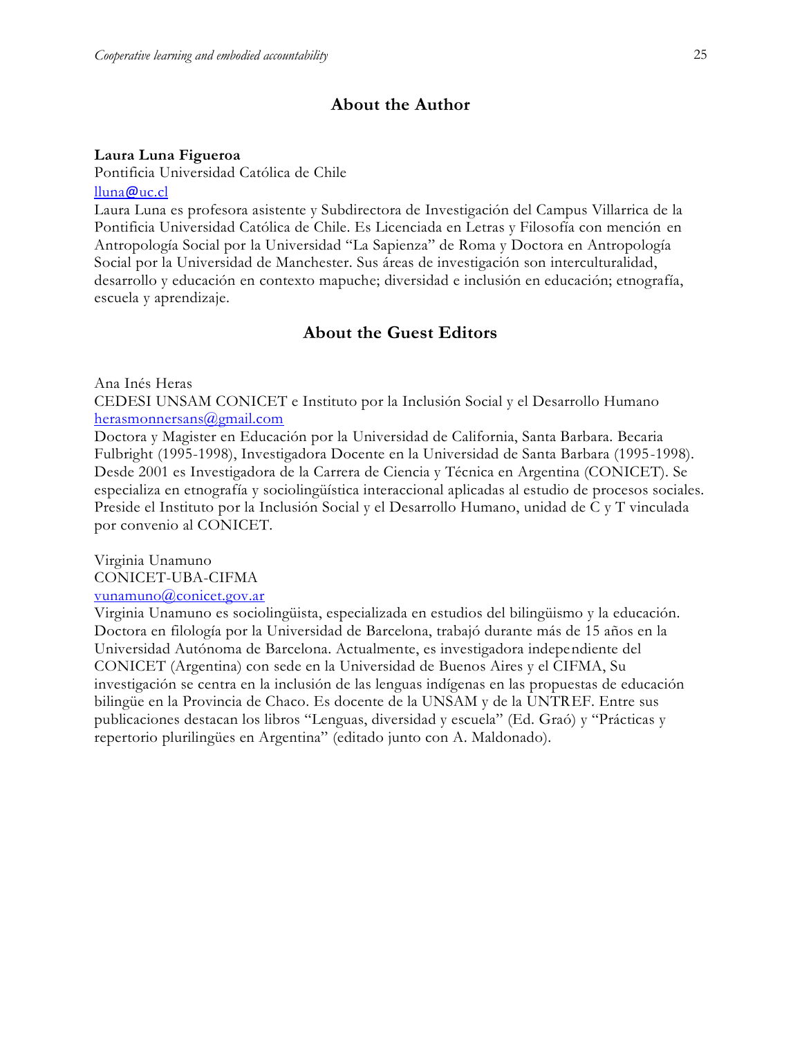## About the Author

**Laura Luna Figueroa**
Pontificia Universidad Católica de Chile
lluna@uc.cl
Laura Luna es profesora asistente y Subdirectora de Investigación del Campus Villarrica de la Pontificia Universidad Católica de Chile. Es Licenciada en Letras y Filosofía con mención en Antropología Social por la Universidad "La Sapienza" de Roma y Doctora en Antropología Social por la Universidad de Manchester. Sus áreas de investigación son interculturalidad, desarrollo y educación en contexto mapuche; diversidad e inclusión en educación; etnografía, escuela y aprendizaje.

## About the Guest Editors

Ana Inés Heras
CEDESI UNSAM CONICET e Instituto por la Inclusión Social y el Desarrollo Humano
herasmonnersans@gmail.com
Doctora y Magister en Educación por la Universidad de California, Santa Barbara. Becaria Fulbright (1995-1998), Investigadora Docente en la Universidad de Santa Barbara (1995-1998). Desde 2001 es Investigadora de la Carrera de Ciencia y Técnica en Argentina (CONICET). Se especializa en etnografía y sociolingüística interaccional aplicadas al estudio de procesos sociales. Preside el Instituto por la Inclusión Social y el Desarrollo Humano, unidad de C y T vinculada por convenio al CONICET.

Virginia Unamuno
CONICET-UBA-CIFMA
vunamuno@conicet.gov.ar
Virginia Unamuno es sociolingüista, especializada en estudios del bilingüismo y la educación. Doctora en filología por la Universidad de Barcelona, trabajó durante más de 15 años en la Universidad Autónoma de Barcelona. Actualmente, es investigadora independiente del CONICET (Argentina) con sede en la Universidad de Buenos Aires y el CIFMA, Su investigación se centra en la inclusión de las lenguas indígenas en las propuestas de educación bilingüe en la Provincia de Chaco. Es docente de la UNSAM y de la UNTREF. Entre sus publicaciones destacan los libros "Lenguas, diversidad y escuela" (Ed. Graó) y "Prácticas y repertorio plurilingües en Argentina" (editado junto con A. Maldonado).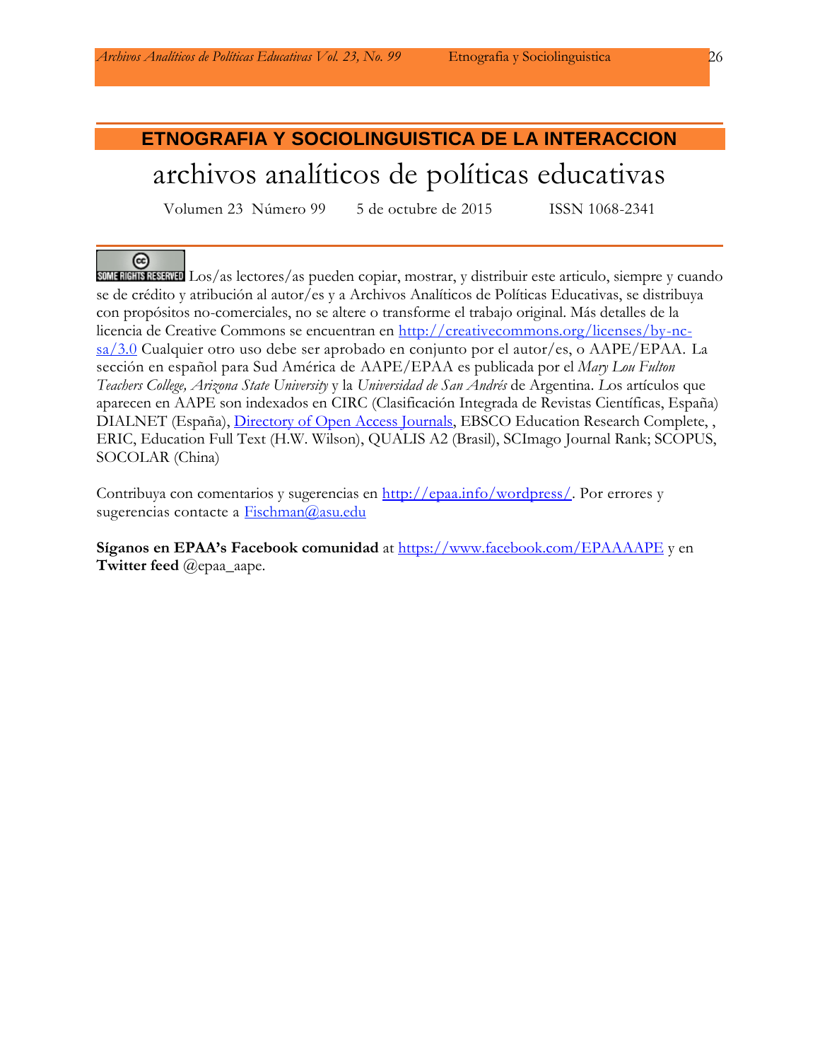## ETNOGRAFIA Y SOCIOLINGUISTICA DE LA INTERACCION

# archivos analíticos de políticas educativas

Volumen 23 Número 99 5 de octubre de 2015 ISSN 1068-2341

SOME RIGHTS RESERVED Los/as lectores/as pueden copiar, mostrar, y distribuir este articulo, siempre y cuando se de crédito y atribución al autor/es y a Archivos Analíticos de Políticas Educativas, se distribuya con propósitos no-comerciales, no se altere o transforme el trabajo original. Más detalles de la licencia de Creative Commons se encuentran en [http://creativecommons.org/licenses/by-nc-sa/3.0](http://creativecommons.org/licenses/by-nc-sa/3.0) Cualquier otro uso debe ser aprobado en conjunto por el autor/es, o AAPE/EPAA. La sección en español para Sud América de AAPE/EPAA es publicada por el *Mary Lou Fulton Teachers College, Arizona State University* y la *Universidad de San Andrés* de Argentina. Los artículos que aparecen en AAPE son indexados en CIRC (Clasificación Integrada de Revistas Científicas, España) DIALNET (España), [Directory of Open Access Journals](http://www.doaj.org), EBSCO Education Research Complete, , ERIC, Education Full Text (H.W. Wilson), QUALIS A2 (Brasil), SCImago Journal Rank; SCOPUS, SOCOLAR (China)

Contribuya con comentarios y sugerencias en [http://epaa.info/wordpress/](http://epaa.info/wordpress/). Por errores y sugerencias contacte a [Fischman@asu.edu](mailto:Fischman@asu.edu)

**Síganos en EPAA's Facebook comunidad** at [https://www.facebook.com/EPAAAAPE](https://www.facebook.com/EPAAAAPE) y en **Twitter feed** @epaa_aape.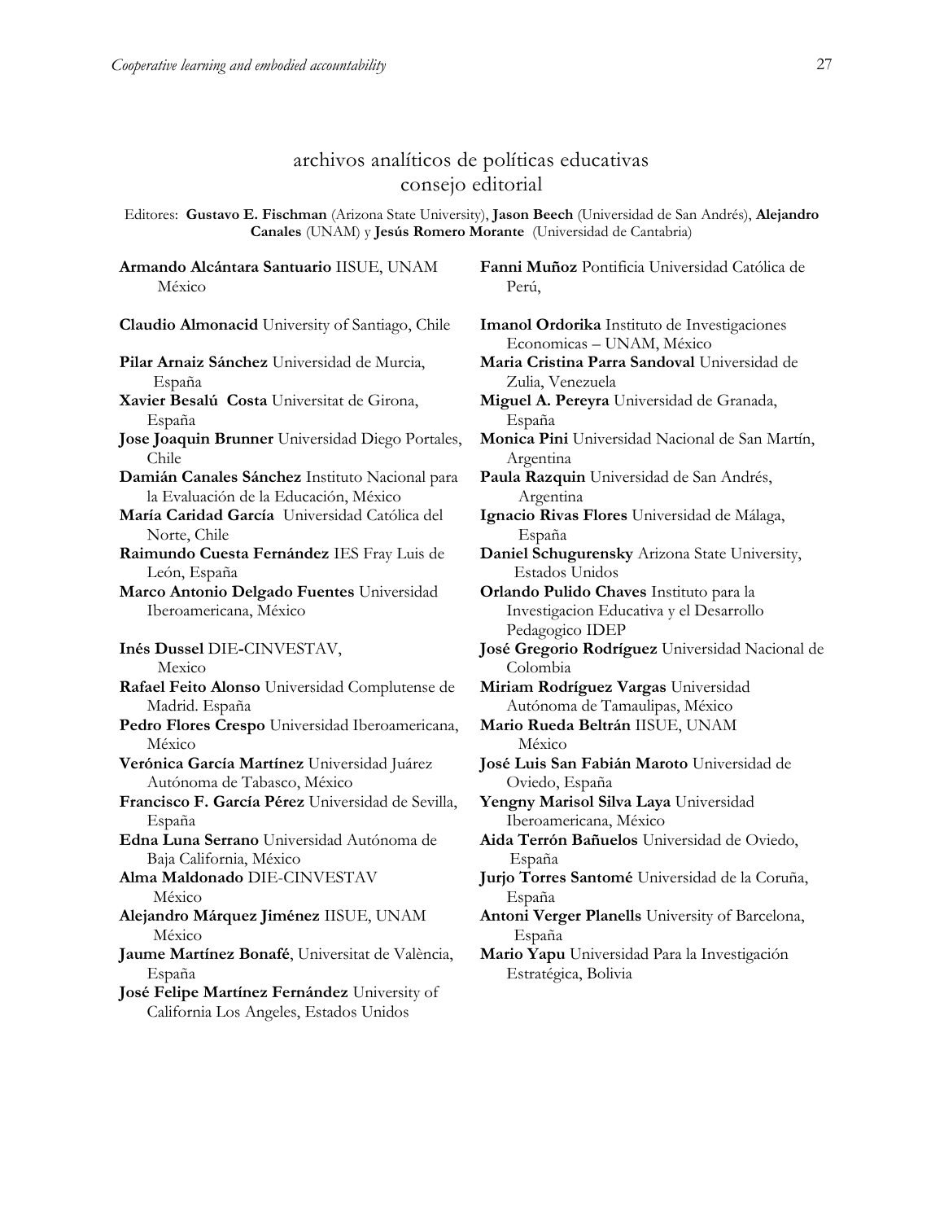# archivos analíticos de políticas educativas consejo editorial

Editores: **Gustavo E. Fischman** (Arizona State University), **Jason Beech** (Universidad de San Andrés), **Alejandro Canales** (UNAM) y **Jesús Romero Morante** (Universidad de Cantabria)

**Armando Alcántara Santuario** IISUE, UNAM México

**Claudio Almonacid** University of Santiago, Chile

**Pilar Arnaiz Sánchez** Universidad de Murcia, España

**Xavier Besalú Costa** Universitat de Girona, España

**Jose Joaquin Brunner** Universidad Diego Portales, Chile

**Damián Canales Sánchez** Instituto Nacional para la Evaluación de la Educación, México

**María Caridad García** Universidad Católica del Norte, Chile

**Raimundo Cuesta Fernández** IES Fray Luis de León, España

**Marco Antonio Delgado Fuentes** Universidad Iberoamericana, México

**Inés Dussel** DIE-CINVESTAV, Mexico

**Rafael Feito Alonso** Universidad Complutense de Madrid. España

**Pedro Flores Crespo** Universidad Iberoamericana, México

**Verónica García Martínez** Universidad Juárez Autónoma de Tabasco, México

**Francisco F. García Pérez** Universidad de Sevilla, España

**Edna Luna Serrano** Universidad Autónoma de Baja California, México

**Alma Maldonado** DIE-CINVESTAV México

**Alejandro Márquez Jiménez** IISUE, UNAM México

**Jaume Martínez Bonafé**, Universitat de València, España

**José Felipe Martínez Fernández** University of California Los Angeles, Estados Unidos

**Fanni Muñoz** Pontificia Universidad Católica de Perú,

**Imanol Ordorika** Instituto de Investigaciones Economicas – UNAM, México

**Maria Cristina Parra Sandoval** Universidad de Zulia, Venezuela

**Miguel A. Pereyra** Universidad de Granada, España

**Monica Pini** Universidad Nacional de San Martín, Argentina

**Paula Razquin** Universidad de San Andrés, Argentina

**Ignacio Rivas Flores** Universidad de Málaga, España

**Daniel Schugurensky** Arizona State University, Estados Unidos

**Orlando Pulido Chaves** Instituto para la Investigacion Educativa y el Desarrollo Pedagogico IDEP

**José Gregorio Rodríguez** Universidad Nacional de Colombia

**Miriam Rodríguez Vargas** Universidad Autónoma de Tamaulipas, México

**Mario Rueda Beltrán** IISUE, UNAM México

**José Luis San Fabián Maroto** Universidad de Oviedo, España

**Yengny Marisol Silva Laya** Universidad Iberoamericana, México

**Aida Terrón Bañuelos** Universidad de Oviedo, España

**Jurjo Torres Santomé** Universidad de la Coruña, España

**Antoni Verger Planells** University of Barcelona, España

**Mario Yapu** Universidad Para la Investigación Estratégica, Bolivia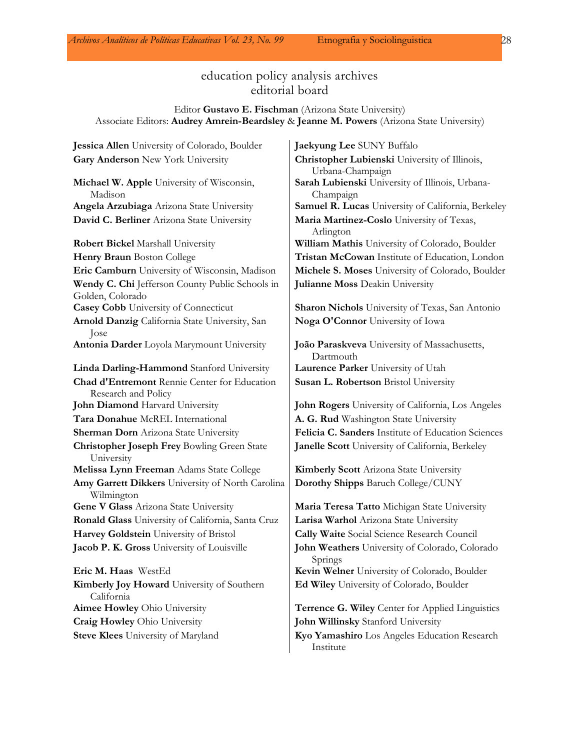# education policy analysis archives
## editorial board

Editor **Gustavo E. Fischman** (Arizona State University)
Associate Editors: **Audrey Amrein-Beardsley** & **Jeanne M. Powers** (Arizona State University)

**Jessica Allen** University of Colorado, Boulder
**Gary Anderson** New York University
**Michael W. Apple** University of Wisconsin, Madison
**Angela Arzubiaga** Arizona State University
**David C. Berliner** Arizona State University
**Robert Bickel** Marshall University
**Henry Braun** Boston College
**Eric Camburn** University of Wisconsin, Madison
**Wendy C. Chi** Jefferson County Public Schools in Golden, Colorado
**Casey Cobb** University of Connecticut
**Arnold Danzig** California State University, San Jose
**Antonia Darder** Loyola Marymount University
**Linda Darling-Hammond** Stanford University
**Chad d'Entremont** Rennie Center for Education Research and Policy
**John Diamond** Harvard University
**Tara Donahue** McREL International
**Sherman Dorn** Arizona State University
**Christopher Joseph Frey** Bowling Green State University
**Melissa Lynn Freeman** Adams State College
**Amy Garrett Dikkers** University of North Carolina Wilmington
**Gene V Glass** Arizona State University
**Ronald Glass** University of California, Santa Cruz
**Harvey Goldstein** University of Bristol
**Jacob P. K. Gross** University of Louisville
**Eric M. Haas** WestEd
**Kimberly Joy Howard** University of Southern California
**Aimee Howley** Ohio University
**Craig Howley** Ohio University
**Steve Klees** University of Maryland
**Jaekyung Lee** SUNY Buffalo
**Christopher Lubienski** University of Illinois, Urbana-Champaign
**Sarah Lubienski** University of Illinois, Urbana-Champaign
**Samuel R. Lucas** University of California, Berkeley
**Maria Martinez-Coslo** University of Texas, Arlington
**William Mathis** University of Colorado, Boulder
**Tristan McCowan** Institute of Education, London
**Michele S. Moses** University of Colorado, Boulder
**Julianne Moss** Deakin University
**Sharon Nichols** University of Texas, San Antonio
**Noga O'Connor** University of Iowa
**João Paraskveva** University of Massachusetts, Dartmouth
**Laurence Parker** University of Utah
**Susan L. Robertson** Bristol University
**John Rogers** University of California, Los Angeles
**A. G. Rud** Washington State University
**Felicia C. Sanders** Institute of Education Sciences
**Janelle Scott** University of California, Berkeley
**Kimberly Scott** Arizona State University
**Dorothy Shipps** Baruch College/CUNY
**Maria Teresa Tatto** Michigan State University
**Larisa Warhol** Arizona State University
**Cally Waite** Social Science Research Council
**John Weathers** University of Colorado, Colorado Springs
**Kevin Welner** University of Colorado, Boulder
**Ed Wiley** University of Colorado, Boulder
**Terrence G. Wiley** Center for Applied Linguistics
**John Willinsky** Stanford University
**Kyo Yamashiro** Los Angeles Education Research Institute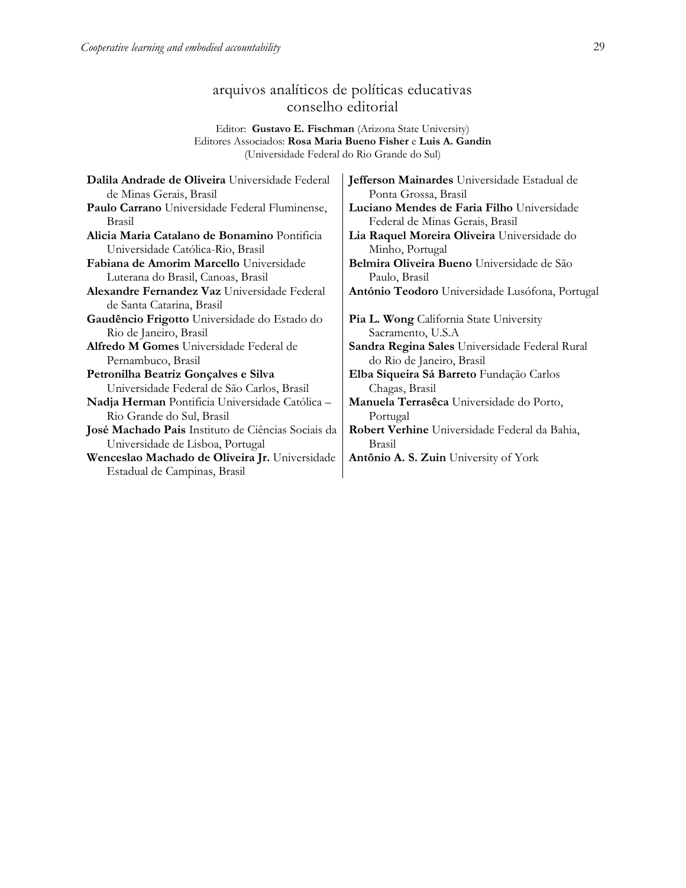## arquivos analíticos de políticas educativas
## conselho editorial

Editor: **Gustavo E. Fischman** (Arizona State University)
Editores Associados: **Rosa Maria Bueno Fisher** e **Luis A. Gandin**
(Universidade Federal do Rio Grande do Sul)

**Dalila Andrade de Oliveira** Universidade Federal de Minas Gerais, Brasil

**Paulo Carrano** Universidade Federal Fluminense, Brasil

**Alicia Maria Catalano de Bonamino** Pontificia Universidade Católica-Rio, Brasil

**Fabiana de Amorim Marcello** Universidade Luterana do Brasil, Canoas, Brasil

**Alexandre Fernandez Vaz** Universidade Federal de Santa Catarina, Brasil

**Gaudêncio Frigotto** Universidade do Estado do Rio de Janeiro, Brasil

**Alfredo M Gomes** Universidade Federal de Pernambuco, Brasil

**Petronilha Beatriz Gonçalves e Silva** Universidade Federal de São Carlos, Brasil

**Nadja Herman** Pontificia Universidade Católica – Rio Grande do Sul, Brasil

**José Machado Pais** Instituto de Ciências Sociais da Universidade de Lisboa, Portugal

**Wenceslao Machado de Oliveira Jr.** Universidade Estadual de Campinas, Brasil

**Jefferson Mainardes** Universidade Estadual de Ponta Grossa, Brasil

**Luciano Mendes de Faria Filho** Universidade Federal de Minas Gerais, Brasil

**Lia Raquel Moreira Oliveira** Universidade do Minho, Portugal

**Belmira Oliveira Bueno** Universidade de São Paulo, Brasil

**António Teodoro** Universidade Lusófona, Portugal

**Pia L. Wong** California State University Sacramento, U.S.A

**Sandra Regina Sales** Universidade Federal Rural do Rio de Janeiro, Brasil

**Elba Siqueira Sá Barreto** Fundação Carlos Chagas, Brasil

**Manuela Terrasêca** Universidade do Porto, Portugal

**Robert Verhine** Universidade Federal da Bahia, Brasil

**Antônio A. S. Zuin** University of York